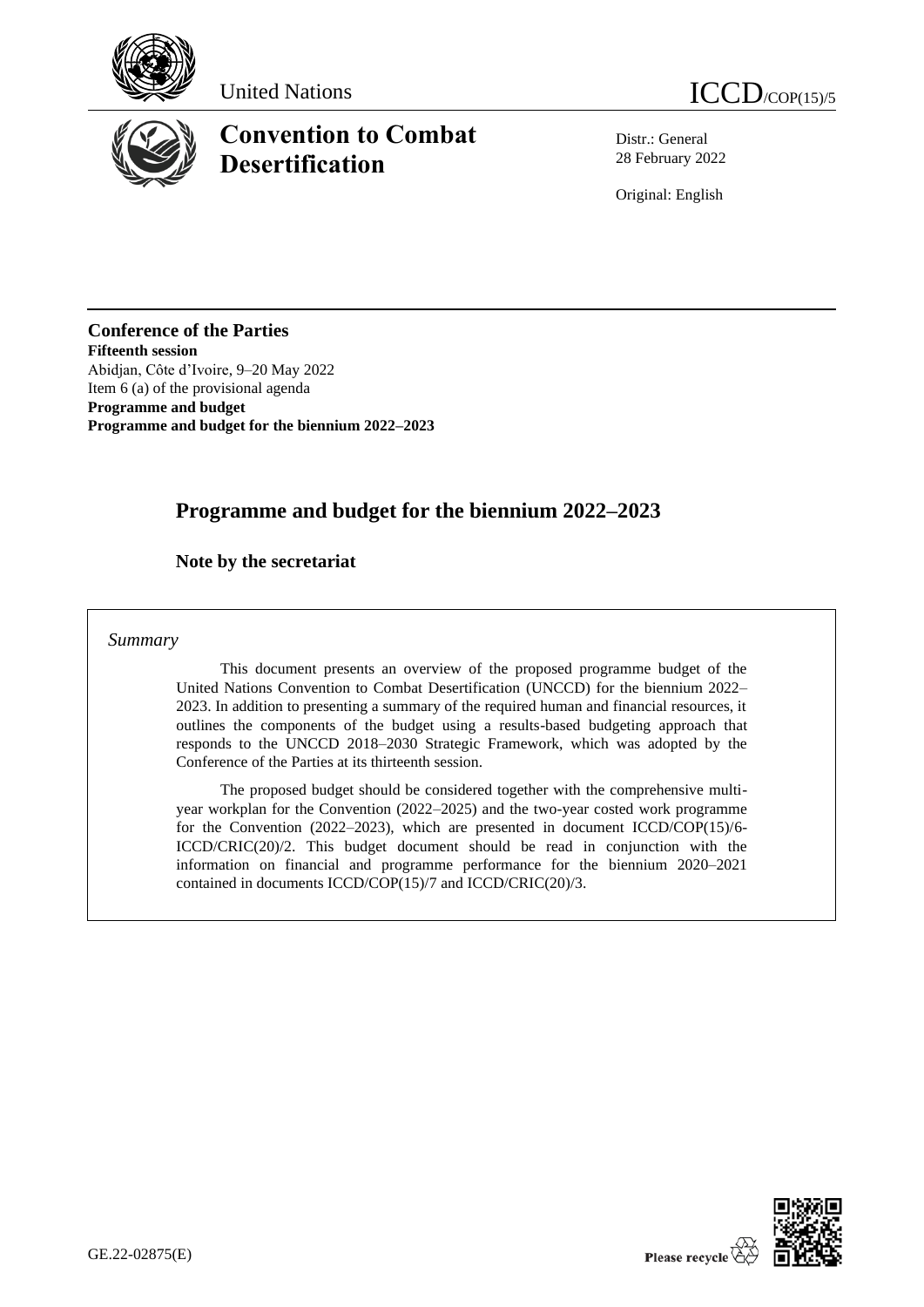United Nations

ICCD/COP(15)/5

# Convention to Combat Desertification

Distr.: General
28 February 2022

Original: English

**Conference of the Parties**
**Fifteenth session**
Abidjan, Côte d'Ivoire, 9–20 May 2022
Item 6 (a) of the provisional agenda
**Programme and budget**
**Programme and budget for the biennium 2022–2023**

## Programme and budget for the biennium 2022–2023

### Note by the secretariat

*Summary*

This document presents an overview of the proposed programme budget of the United Nations Convention to Combat Desertification (UNCCD) for the biennium 2022–2023. In addition to presenting a summary of the required human and financial resources, it outlines the components of the budget using a results-based budgeting approach that responds to the UNCCD 2018–2030 Strategic Framework, which was adopted by the Conference of the Parties at its thirteenth session.

The proposed budget should be considered together with the comprehensive multi-year workplan for the Convention (2022–2025) and the two-year costed work programme for the Convention (2022–2023), which are presented in document ICCD/COP(15)/6-ICCD/CRIC(20)/2. This budget document should be read in conjunction with the information on financial and programme performance for the biennium 2020–2021 contained in documents ICCD/COP(15)/7 and ICCD/CRIC(20)/3.

GE.22-02875(E)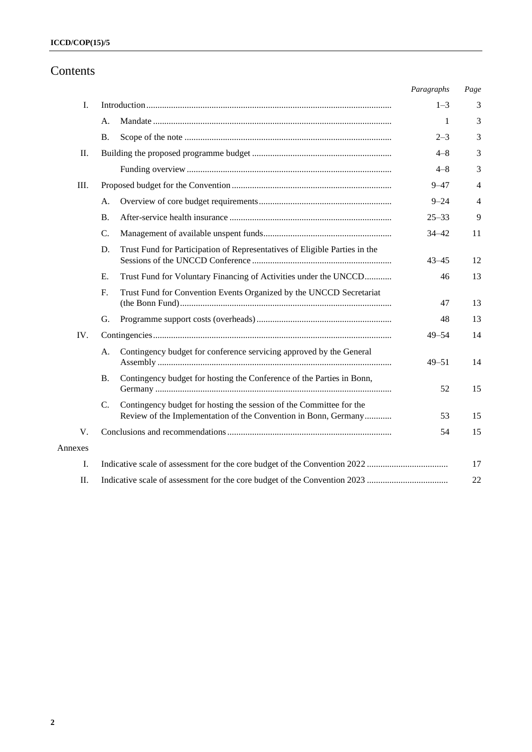# Contents

| | | | *Paragraphs* | *Page* |
|---|---|---|---|---|
| I. | | Introduction | 1–3 | 3 |
| | A. | Mandate | 1 | 3 |
| | B. | Scope of the note | 2–3 | 3 |
| II. | | Building the proposed programme budget | 4–8 | 3 |
| | | Funding overview | 4–8 | 3 |
| III. | | Proposed budget for the Convention | 9–47 | 4 |
| | A. | Overview of core budget requirements | 9–24 | 4 |
| | B. | After-service health insurance | 25–33 | 9 |
| | C. | Management of available unspent funds | 34–42 | 11 |
| | D. | Trust Fund for Participation of Representatives of Eligible Parties in the Sessions of the UNCCD Conference | 43–45 | 12 |
| | E. | Trust Fund for Voluntary Financing of Activities under the UNCCD | 46 | 13 |
| | F. | Trust Fund for Convention Events Organized by the UNCCD Secretariat (the Bonn Fund) | 47 | 13 |
| | G. | Programme support costs (overheads) | 48 | 13 |
| IV. | | Contingencies | 49–54 | 14 |
| | A. | Contingency budget for conference servicing approved by the General Assembly | 49–51 | 14 |
| | B. | Contingency budget for hosting the Conference of the Parties in Bonn, Germany | 52 | 15 |
| | C. | Contingency budget for hosting the session of the Committee for the Review of the Implementation of the Convention in Bonn, Germany | 53 | 15 |
| V. | | Conclusions and recommendations | 54 | 15 |
| Annexes | | | | |
| I. | | Indicative scale of assessment for the core budget of the Convention 2022 | | 17 |
| II. | | Indicative scale of assessment for the core budget of the Convention 2023 | | 22 |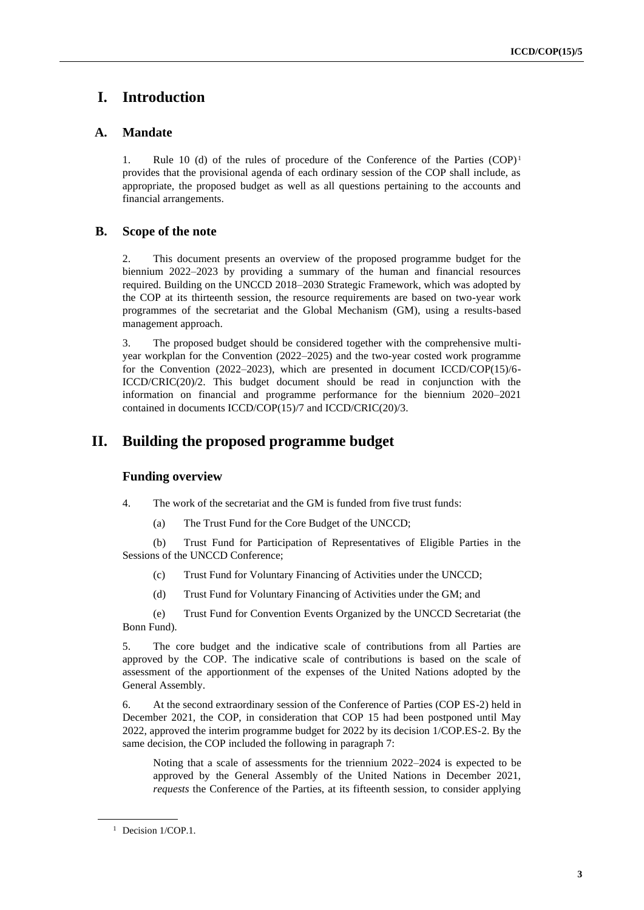# I. Introduction

## A. Mandate

1. Rule 10 (d) of the rules of procedure of the Conference of the Parties (COP)[1] provides that the provisional agenda of each ordinary session of the COP shall include, as appropriate, the proposed budget as well as all questions pertaining to the accounts and financial arrangements.

## B. Scope of the note

2. This document presents an overview of the proposed programme budget for the biennium 2022–2023 by providing a summary of the human and financial resources required. Building on the UNCCD 2018–2030 Strategic Framework, which was adopted by the COP at its thirteenth session, the resource requirements are based on two-year work programmes of the secretariat and the Global Mechanism (GM), using a results-based management approach.

3. The proposed budget should be considered together with the comprehensive multi-year workplan for the Convention (2022–2025) and the two-year costed work programme for the Convention (2022–2023), which are presented in document ICCD/COP(15)/6-ICCD/CRIC(20)/2. This budget document should be read in conjunction with the information on financial and programme performance for the biennium 2020–2021 contained in documents ICCD/COP(15)/7 and ICCD/CRIC(20)/3.

# II. Building the proposed programme budget

### Funding overview

4. The work of the secretariat and the GM is funded from five trust funds:

(a) The Trust Fund for the Core Budget of the UNCCD;

(b) Trust Fund for Participation of Representatives of Eligible Parties in the Sessions of the UNCCD Conference;

(c) Trust Fund for Voluntary Financing of Activities under the UNCCD;

(d) Trust Fund for Voluntary Financing of Activities under the GM; and

(e) Trust Fund for Convention Events Organized by the UNCCD Secretariat (the Bonn Fund).

5. The core budget and the indicative scale of contributions from all Parties are approved by the COP. The indicative scale of contributions is based on the scale of assessment of the apportionment of the expenses of the United Nations adopted by the General Assembly.

6. At the second extraordinary session of the Conference of Parties (COP ES-2) held in December 2021, the COP, in consideration that COP 15 had been postponed until May 2022, approved the interim programme budget for 2022 by its decision 1/COP.ES-2. By the same decision, the COP included the following in paragraph 7:

> Noting that a scale of assessments for the triennium 2022–2024 is expected to be approved by the General Assembly of the United Nations in December 2021, *requests* the Conference of the Parties, at its fifteenth session, to consider applying

---

[1] Decision 1/COP.1.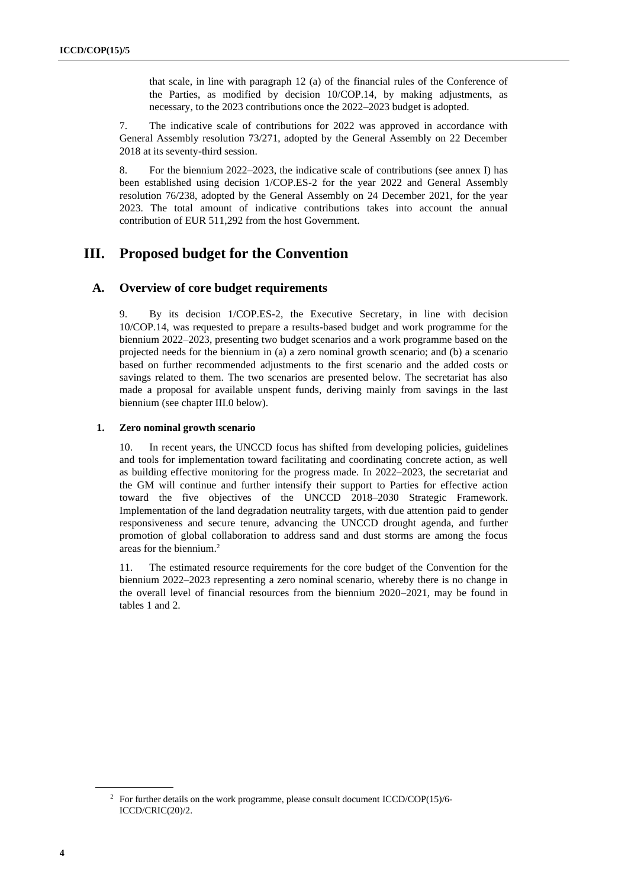that scale, in line with paragraph 12 (a) of the financial rules of the Conference of the Parties, as modified by decision 10/COP.14, by making adjustments, as necessary, to the 2023 contributions once the 2022–2023 budget is adopted.

7. The indicative scale of contributions for 2022 was approved in accordance with General Assembly resolution 73/271, adopted by the General Assembly on 22 December 2018 at its seventy-third session.

8. For the biennium 2022–2023, the indicative scale of contributions (see annex I) has been established using decision 1/COP.ES-2 for the year 2022 and General Assembly resolution 76/238, adopted by the General Assembly on 24 December 2021, for the year 2023. The total amount of indicative contributions takes into account the annual contribution of EUR 511,292 from the host Government.

# III. Proposed budget for the Convention

## A. Overview of core budget requirements

9. By its decision 1/COP.ES-2, the Executive Secretary, in line with decision 10/COP.14, was requested to prepare a results-based budget and work programme for the biennium 2022–2023, presenting two budget scenarios and a work programme based on the projected needs for the biennium in (a) a zero nominal growth scenario; and (b) a scenario based on further recommended adjustments to the first scenario and the added costs or savings related to them. The two scenarios are presented below. The secretariat has also made a proposal for available unspent funds, deriving mainly from savings in the last biennium (see chapter III.0 below).

### 1. Zero nominal growth scenario

10. In recent years, the UNCCD focus has shifted from developing policies, guidelines and tools for implementation toward facilitating and coordinating concrete action, as well as building effective monitoring for the progress made. In 2022–2023, the secretariat and the GM will continue and further intensify their support to Parties for effective action toward the five objectives of the UNCCD 2018–2030 Strategic Framework. Implementation of the land degradation neutrality targets, with due attention paid to gender responsiveness and secure tenure, advancing the UNCCD drought agenda, and further promotion of global collaboration to address sand and dust storms are among the focus areas for the biennium.[2]

11. The estimated resource requirements for the core budget of the Convention for the biennium 2022–2023 representing a zero nominal scenario, whereby there is no change in the overall level of financial resources from the biennium 2020–2021, may be found in tables 1 and 2.

[2] For further details on the work programme, please consult document ICCD/COP(15)/6-ICCD/CRIC(20)/2.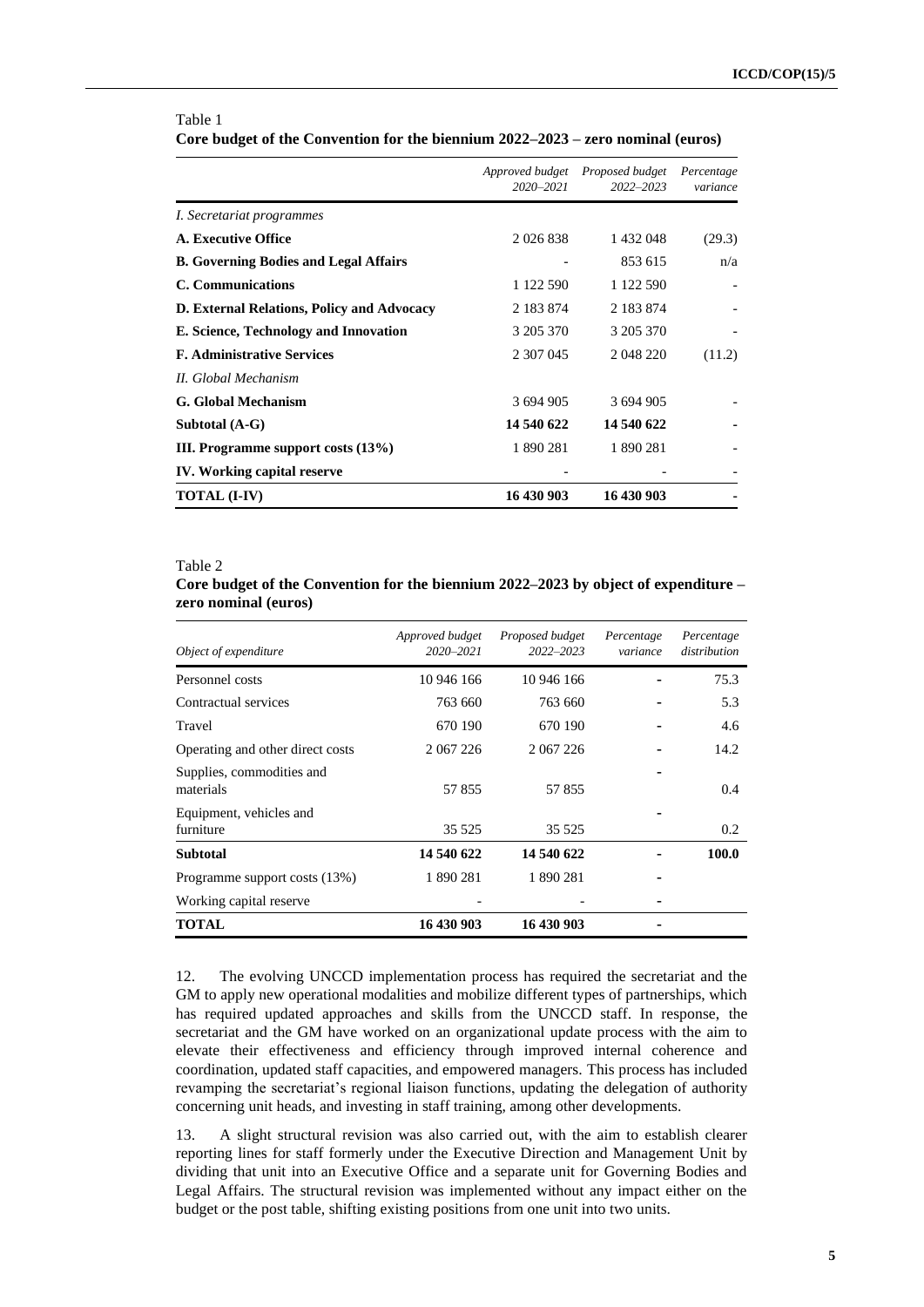Table 1

**Core budget of the Convention for the biennium 2022–2023 – zero nominal (euros)**

| | *Approved budget 2020–2021* | *Proposed budget 2022–2023* | *Percentage variance* |
|---|---|---|---|
| *I. Secretariat programmes* | | | |
| **A. Executive Office** | 2 026 838 | 1 432 048 | (29.3) |
| **B. Governing Bodies and Legal Affairs** | - | 853 615 | n/a |
| **C. Communications** | 1 122 590 | 1 122 590 | - |
| **D. External Relations, Policy and Advocacy** | 2 183 874 | 2 183 874 | - |
| **E. Science, Technology and Innovation** | 3 205 370 | 3 205 370 | - |
| **F. Administrative Services** | 2 307 045 | 2 048 220 | (11.2) |
| *II. Global Mechanism* | | | |
| **G. Global Mechanism** | 3 694 905 | 3 694 905 | - |
| **Subtotal (A-G)** | **14 540 622** | **14 540 622** | **-** |
| **III. Programme support costs (13%)** | 1 890 281 | 1 890 281 | - |
| **IV. Working capital reserve** | - | - | - |
| **TOTAL (I-IV)** | **16 430 903** | **16 430 903** | **-** |

Table 2

**Core budget of the Convention for the biennium 2022–2023 by object of expenditure – zero nominal (euros)**

| *Object of expenditure* | *Approved budget 2020–2021* | *Proposed budget 2022–2023* | *Percentage variance* | *Percentage distribution* |
|---|---|---|---|---|
| Personnel costs | 10 946 166 | 10 946 166 | - | 75.3 |
| Contractual services | 763 660 | 763 660 | - | 5.3 |
| Travel | 670 190 | 670 190 | - | 4.6 |
| Operating and other direct costs | 2 067 226 | 2 067 226 | - | 14.2 |
| Supplies, commodities and materials | 57 855 | 57 855 | - | 0.4 |
| Equipment, vehicles and furniture | 35 525 | 35 525 | - | 0.2 |
| **Subtotal** | **14 540 622** | **14 540 622** | **-** | **100.0** |
| Programme support costs (13%) | 1 890 281 | 1 890 281 | - | |
| Working capital reserve | - | - | - | |
| **TOTAL** | **16 430 903** | **16 430 903** | **-** | |

12. The evolving UNCCD implementation process has required the secretariat and the GM to apply new operational modalities and mobilize different types of partnerships, which has required updated approaches and skills from the UNCCD staff. In response, the secretariat and the GM have worked on an organizational update process with the aim to elevate their effectiveness and efficiency through improved internal coherence and coordination, updated staff capacities, and empowered managers. This process has included revamping the secretariat's regional liaison functions, updating the delegation of authority concerning unit heads, and investing in staff training, among other developments.

13. A slight structural revision was also carried out, with the aim to establish clearer reporting lines for staff formerly under the Executive Direction and Management Unit by dividing that unit into an Executive Office and a separate unit for Governing Bodies and Legal Affairs. The structural revision was implemented without any impact either on the budget or the post table, shifting existing positions from one unit into two units.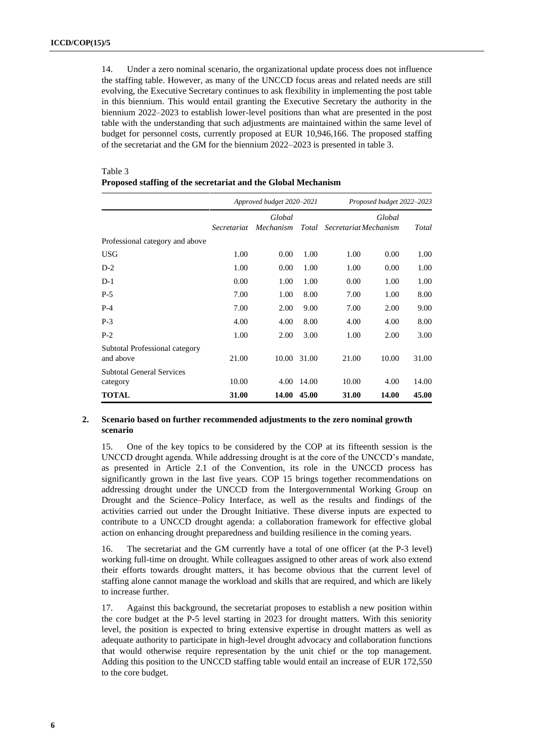14. Under a zero nominal scenario, the organizational update process does not influence the staffing table. However, as many of the UNCCD focus areas and related needs are still evolving, the Executive Secretary continues to ask flexibility in implementing the post table in this biennium. This would entail granting the Executive Secretary the authority in the biennium 2022–2023 to establish lower-level positions than what are presented in the post table with the understanding that such adjustments are maintained within the same level of budget for personnel costs, currently proposed at EUR 10,946,166. The proposed staffing of the secretariat and the GM for the biennium 2022–2023 is presented in table 3.

Table 3
**Proposed staffing of the secretariat and the Global Mechanism**

| | *Approved budget 2020–2021* | | | *Proposed budget 2022–2023* | | |
|---|---|---|---|---|---|---|
| | *Secretariat* | *Global Mechanism* | *Total* | *Secretariat* | *Global Mechanism* | *Total* |
| Professional category and above | | | | | | |
| USG | 1.00 | 0.00 | 1.00 | 1.00 | 0.00 | 1.00 |
| D-2 | 1.00 | 0.00 | 1.00 | 1.00 | 0.00 | 1.00 |
| D-1 | 0.00 | 1.00 | 1.00 | 0.00 | 1.00 | 1.00 |
| P-5 | 7.00 | 1.00 | 8.00 | 7.00 | 1.00 | 8.00 |
| P-4 | 7.00 | 2.00 | 9.00 | 7.00 | 2.00 | 9.00 |
| P-3 | 4.00 | 4.00 | 8.00 | 4.00 | 4.00 | 8.00 |
| P-2 | 1.00 | 2.00 | 3.00 | 1.00 | 2.00 | 3.00 |
| Subtotal Professional category and above | 21.00 | 10.00 | 31.00 | 21.00 | 10.00 | 31.00 |
| Subtotal General Services category | 10.00 | 4.00 | 14.00 | 10.00 | 4.00 | 14.00 |
| **TOTAL** | **31.00** | **14.00** | **45.00** | **31.00** | **14.00** | **45.00** |

## 2. Scenario based on further recommended adjustments to the zero nominal growth scenario

15. One of the key topics to be considered by the COP at its fifteenth session is the UNCCD drought agenda. While addressing drought is at the core of the UNCCD's mandate, as presented in Article 2.1 of the Convention, its role in the UNCCD process has significantly grown in the last five years. COP 15 brings together recommendations on addressing drought under the UNCCD from the Intergovernmental Working Group on Drought and the Science–Policy Interface, as well as the results and findings of the activities carried out under the Drought Initiative. These diverse inputs are expected to contribute to a UNCCD drought agenda: a collaboration framework for effective global action on enhancing drought preparedness and building resilience in the coming years.

16. The secretariat and the GM currently have a total of one officer (at the P-3 level) working full-time on drought. While colleagues assigned to other areas of work also extend their efforts towards drought matters, it has become obvious that the current level of staffing alone cannot manage the workload and skills that are required, and which are likely to increase further.

17. Against this background, the secretariat proposes to establish a new position within the core budget at the P-5 level starting in 2023 for drought matters. With this seniority level, the position is expected to bring extensive expertise in drought matters as well as adequate authority to participate in high-level drought advocacy and collaboration functions that would otherwise require representation by the unit chief or the top management. Adding this position to the UNCCD staffing table would entail an increase of EUR 172,550 to the core budget.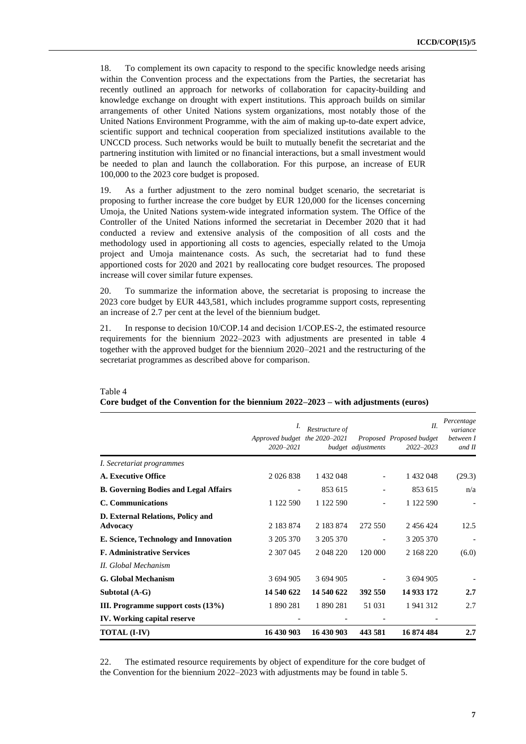18. To complement its own capacity to respond to the specific knowledge needs arising within the Convention process and the expectations from the Parties, the secretariat has recently outlined an approach for networks of collaboration for capacity-building and knowledge exchange on drought with expert institutions. This approach builds on similar arrangements of other United Nations system organizations, most notably those of the United Nations Environment Programme, with the aim of making up-to-date expert advice, scientific support and technical cooperation from specialized institutions available to the UNCCD process. Such networks would be built to mutually benefit the secretariat and the partnering institution with limited or no financial interactions, but a small investment would be needed to plan and launch the collaboration. For this purpose, an increase of EUR 100,000 to the 2023 core budget is proposed.

19. As a further adjustment to the zero nominal budget scenario, the secretariat is proposing to further increase the core budget by EUR 120,000 for the licenses concerning Umoja, the United Nations system-wide integrated information system. The Office of the Controller of the United Nations informed the secretariat in December 2020 that it had conducted a review and extensive analysis of the composition of all costs and the methodology used in apportioning all costs to agencies, especially related to the Umoja project and Umoja maintenance costs. As such, the secretariat had to fund these apportioned costs for 2020 and 2021 by reallocating core budget resources. The proposed increase will cover similar future expenses.

20. To summarize the information above, the secretariat is proposing to increase the 2023 core budget by EUR 443,581, which includes programme support costs, representing an increase of 2.7 per cent at the level of the biennium budget.

21. In response to decision 10/COP.14 and decision 1/COP.ES-2, the estimated resource requirements for the biennium 2022–2023 with adjustments are presented in table 4 together with the approved budget for the biennium 2020–2021 and the restructuring of the secretariat programmes as described above for comparison.

Table 4
**Core budget of the Convention for the biennium 2022–2023 – with adjustments (euros)**

| | *I. Approved budget 2020–2021* | *Restructure of the 2020–2021 budget* | *Proposed adjustments* | *II. Proposed budget 2022–2023* | *Percentage variance between I and II* |
|---|---|---|---|---|---|
| *I. Secretariat programmes* | | | | | |
| **A. Executive Office** | 2 026 838 | 1 432 048 | - | 1 432 048 | (29.3) |
| **B. Governing Bodies and Legal Affairs** | - | 853 615 | - | 853 615 | n/a |
| **C. Communications** | 1 122 590 | 1 122 590 | - | 1 122 590 | - |
| **D. External Relations, Policy and Advocacy** | 2 183 874 | 2 183 874 | 272 550 | 2 456 424 | 12.5 |
| **E. Science, Technology and Innovation** | 3 205 370 | 3 205 370 | - | 3 205 370 | - |
| **F. Administrative Services** | 2 307 045 | 2 048 220 | 120 000 | 2 168 220 | (6.0) |
| *II. Global Mechanism* | | | | | |
| **G. Global Mechanism** | 3 694 905 | 3 694 905 | - | 3 694 905 | - |
| **Subtotal (A-G)** | **14 540 622** | **14 540 622** | **392 550** | **14 933 172** | **2.7** |
| **III. Programme support costs (13%)** | 1 890 281 | 1 890 281 | 51 031 | 1 941 312 | 2.7 |
| **IV. Working capital reserve** | - | - | - | - | |
| **TOTAL (I-IV)** | **16 430 903** | **16 430 903** | **443 581** | **16 874 484** | **2.7** |

22. The estimated resource requirements by object of expenditure for the core budget of the Convention for the biennium 2022–2023 with adjustments may be found in table 5.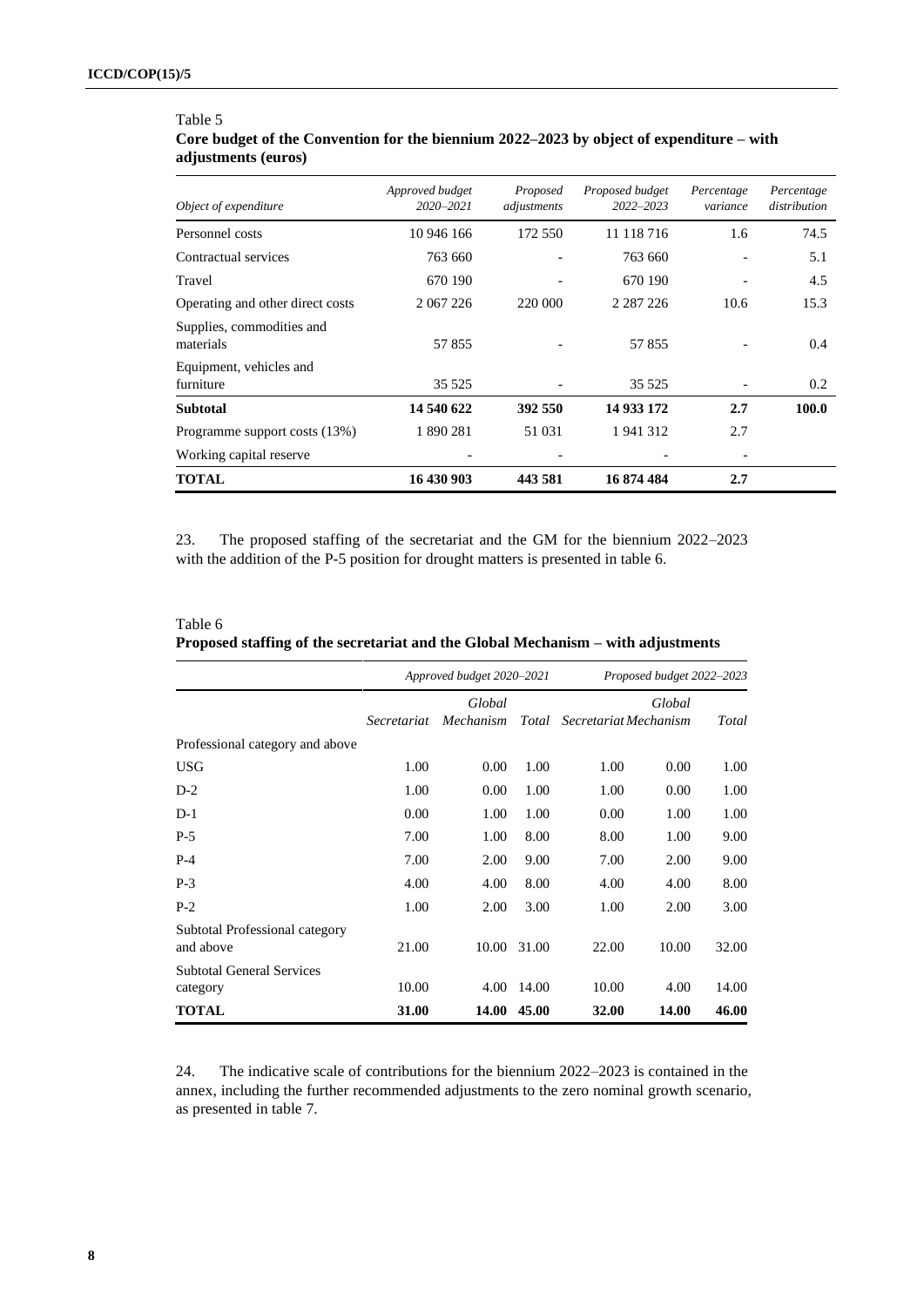Table 5

**Core budget of the Convention for the biennium 2022–2023 by object of expenditure – with adjustments (euros)**

| *Object of expenditure* | *Approved budget 2020–2021* | *Proposed adjustments* | *Proposed budget 2022–2023* | *Percentage variance* | *Percentage distribution* |
|---|---|---|---|---|---|
| Personnel costs | 10 946 166 | 172 550 | 11 118 716 | 1.6 | 74.5 |
| Contractual services | 763 660 | - | 763 660 | - | 5.1 |
| Travel | 670 190 | - | 670 190 | - | 4.5 |
| Operating and other direct costs | 2 067 226 | 220 000 | 2 287 226 | 10.6 | 15.3 |
| Supplies, commodities and materials | 57 855 | - | 57 855 | - | 0.4 |
| Equipment, vehicles and furniture | 35 525 | - | 35 525 | - | 0.2 |
| **Subtotal** | **14 540 622** | **392 550** | **14 933 172** | **2.7** | **100.0** |
| Programme support costs (13%) | 1 890 281 | 51 031 | 1 941 312 | 2.7 | |
| Working capital reserve | - | - | - | - | |
| **TOTAL** | **16 430 903** | **443 581** | **16 874 484** | **2.7** | |

23. The proposed staffing of the secretariat and the GM for the biennium 2022–2023 with the addition of the P-5 position for drought matters is presented in table 6.

Table 6

**Proposed staffing of the secretariat and the Global Mechanism – with adjustments**

| | *Approved budget 2020–2021* | | | *Proposed budget 2022–2023* | | |
|---|---|---|---|---|---|---|
| | *Secretariat* | *Global Mechanism* | *Total* | *Secretariat* | *Global Mechanism* | *Total* |
| Professional category and above | | | | | | |
| USG | 1.00 | 0.00 | 1.00 | 1.00 | 0.00 | 1.00 |
| D-2 | 1.00 | 0.00 | 1.00 | 1.00 | 0.00 | 1.00 |
| D-1 | 0.00 | 1.00 | 1.00 | 0.00 | 1.00 | 1.00 |
| P-5 | 7.00 | 1.00 | 8.00 | 8.00 | 1.00 | 9.00 |
| P-4 | 7.00 | 2.00 | 9.00 | 7.00 | 2.00 | 9.00 |
| P-3 | 4.00 | 4.00 | 8.00 | 4.00 | 4.00 | 8.00 |
| P-2 | 1.00 | 2.00 | 3.00 | 1.00 | 2.00 | 3.00 |
| Subtotal Professional category and above | 21.00 | 10.00 | 31.00 | 22.00 | 10.00 | 32.00 |
| Subtotal General Services category | 10.00 | 4.00 | 14.00 | 10.00 | 4.00 | 14.00 |
| **TOTAL** | **31.00** | **14.00** | **45.00** | **32.00** | **14.00** | **46.00** |

24. The indicative scale of contributions for the biennium 2022–2023 is contained in the annex, including the further recommended adjustments to the zero nominal growth scenario, as presented in table 7.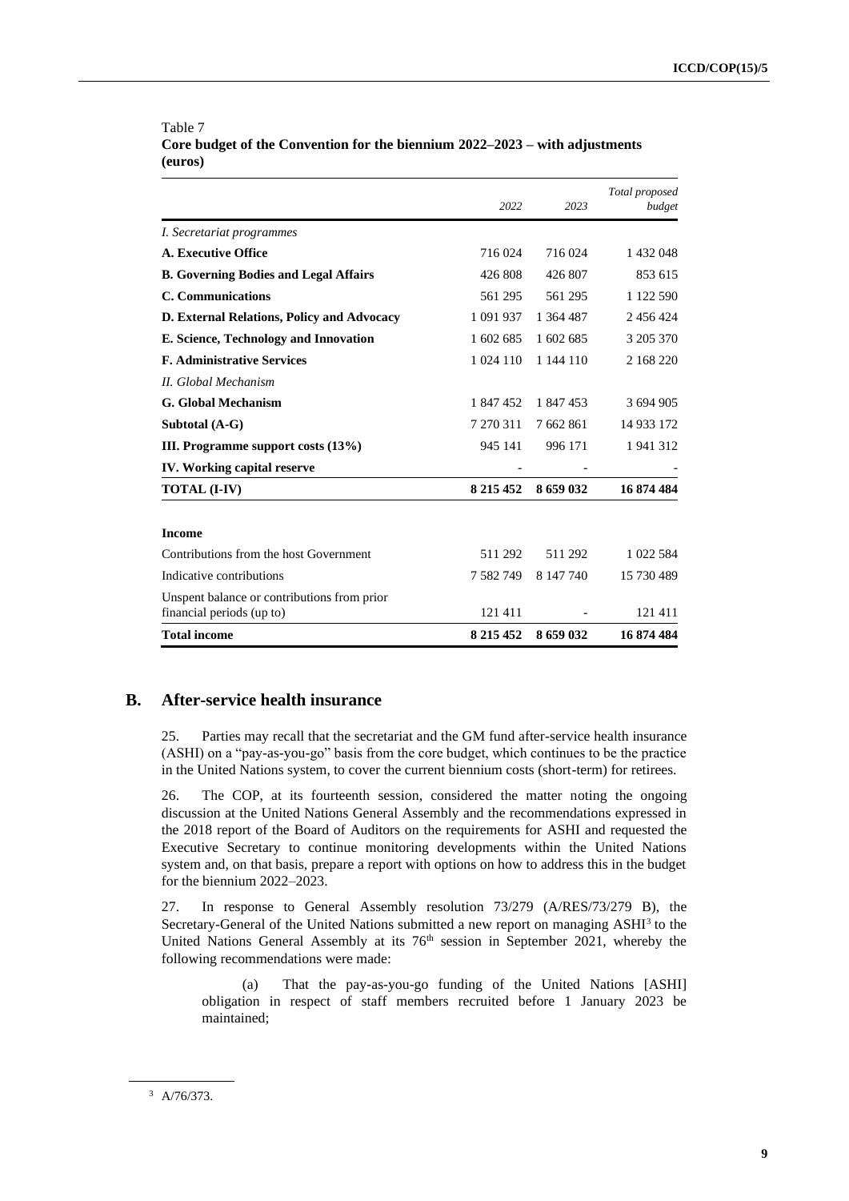Table 7
**Core budget of the Convention for the biennium 2022–2023 – with adjustments (euros)**

| | *2022* | *2023* | *Total proposed budget* |
|---|---|---|---|
| *I. Secretariat programmes* | | | |
| **A. Executive Office** | 716 024 | 716 024 | 1 432 048 |
| **B. Governing Bodies and Legal Affairs** | 426 808 | 426 807 | 853 615 |
| **C. Communications** | 561 295 | 561 295 | 1 122 590 |
| **D. External Relations, Policy and Advocacy** | 1 091 937 | 1 364 487 | 2 456 424 |
| **E. Science, Technology and Innovation** | 1 602 685 | 1 602 685 | 3 205 370 |
| **F. Administrative Services** | 1 024 110 | 1 144 110 | 2 168 220 |
| *II. Global Mechanism* | | | |
| **G. Global Mechanism** | 1 847 452 | 1 847 453 | 3 694 905 |
| **Subtotal (A-G)** | 7 270 311 | 7 662 861 | 14 933 172 |
| **III. Programme support costs (13%)** | 945 141 | 996 171 | 1 941 312 |
| **IV. Working capital reserve** | - | - | - |
| **TOTAL (I-IV)** | **8 215 452** | **8 659 032** | **16 874 484** |
| | | | |
| **Income** | | | |
| Contributions from the host Government | 511 292 | 511 292 | 1 022 584 |
| Indicative contributions | 7 582 749 | 8 147 740 | 15 730 489 |
| Unspent balance or contributions from prior financial periods (up to) | 121 411 | - | 121 411 |
| **Total income** | **8 215 452** | **8 659 032** | **16 874 484** |

## B. After-service health insurance

25. Parties may recall that the secretariat and the GM fund after-service health insurance (ASHI) on a "pay-as-you-go" basis from the core budget, which continues to be the practice in the United Nations system, to cover the current biennium costs (short-term) for retirees.

26. The COP, at its fourteenth session, considered the matter noting the ongoing discussion at the United Nations General Assembly and the recommendations expressed in the 2018 report of the Board of Auditors on the requirements for ASHI and requested the Executive Secretary to continue monitoring developments within the United Nations system and, on that basis, prepare a report with options on how to address this in the budget for the biennium 2022–2023.

27. In response to General Assembly resolution 73/279 (A/RES/73/279 B), the Secretary-General of the United Nations submitted a new report on managing ASHI[3] to the United Nations General Assembly at its 76th session in September 2021, whereby the following recommendations were made:

> (a) That the pay-as-you-go funding of the United Nations [ASHI] obligation in respect of staff members recruited before 1 January 2023 be maintained;

[3] A/76/373.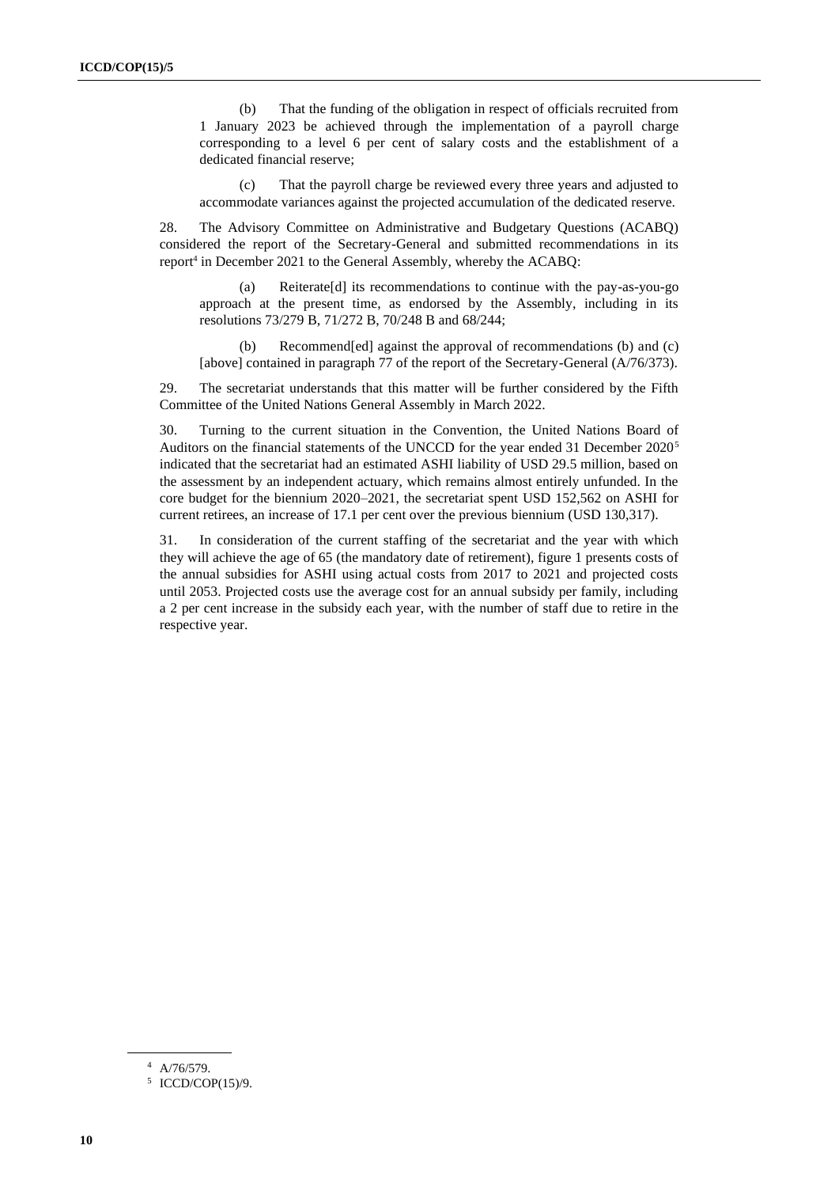(b) That the funding of the obligation in respect of officials recruited from 1 January 2023 be achieved through the implementation of a payroll charge corresponding to a level 6 per cent of salary costs and the establishment of a dedicated financial reserve;

(c) That the payroll charge be reviewed every three years and adjusted to accommodate variances against the projected accumulation of the dedicated reserve.

28. The Advisory Committee on Administrative and Budgetary Questions (ACABQ) considered the report of the Secretary-General and submitted recommendations in its report[4] in December 2021 to the General Assembly, whereby the ACABQ:

(a) Reiterate[d] its recommendations to continue with the pay-as-you-go approach at the present time, as endorsed by the Assembly, including in its resolutions 73/279 B, 71/272 B, 70/248 B and 68/244;

(b) Recommend[ed] against the approval of recommendations (b) and (c) [above] contained in paragraph 77 of the report of the Secretary-General (A/76/373).

29. The secretariat understands that this matter will be further considered by the Fifth Committee of the United Nations General Assembly in March 2022.

30. Turning to the current situation in the Convention, the United Nations Board of Auditors on the financial statements of the UNCCD for the year ended 31 December 2020[5] indicated that the secretariat had an estimated ASHI liability of USD 29.5 million, based on the assessment by an independent actuary, which remains almost entirely unfunded. In the core budget for the biennium 2020–2021, the secretariat spent USD 152,562 on ASHI for current retirees, an increase of 17.1 per cent over the previous biennium (USD 130,317).

31. In consideration of the current staffing of the secretariat and the year with which they will achieve the age of 65 (the mandatory date of retirement), figure 1 presents costs of the annual subsidies for ASHI using actual costs from 2017 to 2021 and projected costs until 2053. Projected costs use the average cost for an annual subsidy per family, including a 2 per cent increase in the subsidy each year, with the number of staff due to retire in the respective year.

---

[4] A/76/579.

[5] ICCD/COP(15)/9.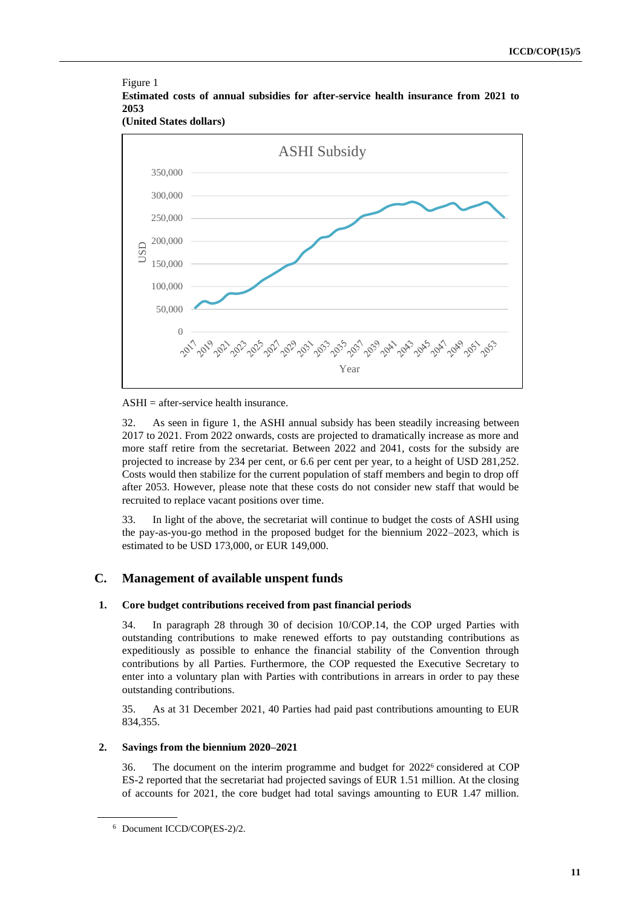Figure 1

**Estimated costs of annual subsidies for after-service health insurance from 2021 to 2053**

**(United States dollars)**

ASHI = after-service health insurance.

32. As seen in figure 1, the ASHI annual subsidy has been steadily increasing between 2017 to 2021. From 2022 onwards, costs are projected to dramatically increase as more and more staff retire from the secretariat. Between 2022 and 2041, costs for the subsidy are projected to increase by 234 per cent, or 6.6 per cent per year, to a height of USD 281,252. Costs would then stabilize for the current population of staff members and begin to drop off after 2053. However, please note that these costs do not consider new staff that would be recruited to replace vacant positions over time.

33. In light of the above, the secretariat will continue to budget the costs of ASHI using the pay-as-you-go method in the proposed budget for the biennium 2022–2023, which is estimated to be USD 173,000, or EUR 149,000.

## C. Management of available unspent funds

### 1. Core budget contributions received from past financial periods

34. In paragraph 28 through 30 of decision 10/COP.14, the COP urged Parties with outstanding contributions to make renewed efforts to pay outstanding contributions as expeditiously as possible to enhance the financial stability of the Convention through contributions by all Parties. Furthermore, the COP requested the Executive Secretary to enter into a voluntary plan with Parties with contributions in arrears in order to pay these outstanding contributions.

35. As at 31 December 2021, 40 Parties had paid past contributions amounting to EUR 834,355.

### 2. Savings from the biennium 2020–2021

36. The document on the interim programme and budget for 2022[6] considered at COP ES-2 reported that the secretariat had projected savings of EUR 1.51 million. At the closing of accounts for 2021, the core budget had total savings amounting to EUR 1.47 million.

[6] Document ICCD/COP(ES-2)/2.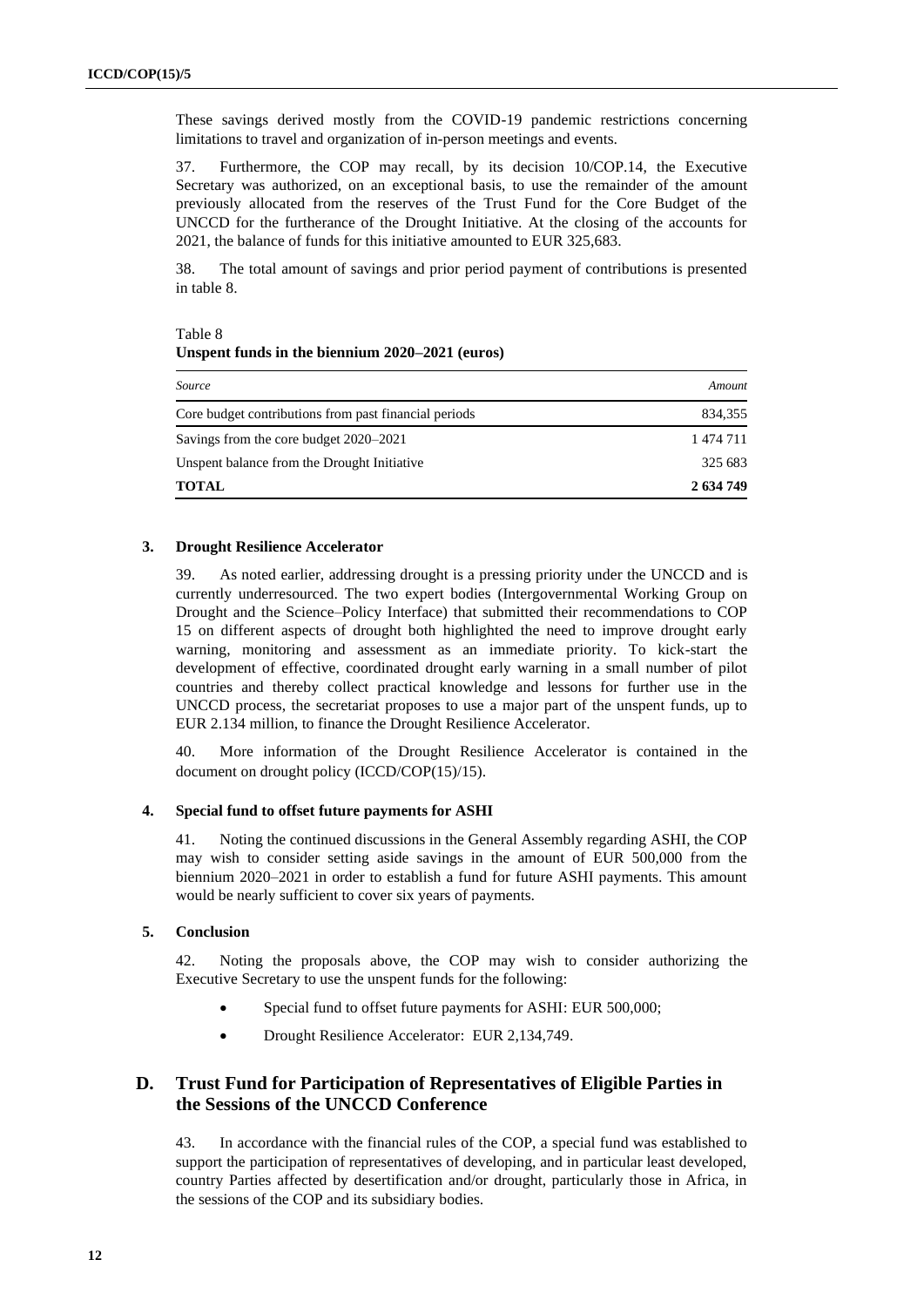These savings derived mostly from the COVID-19 pandemic restrictions concerning limitations to travel and organization of in-person meetings and events.

37. Furthermore, the COP may recall, by its decision 10/COP.14, the Executive Secretary was authorized, on an exceptional basis, to use the remainder of the amount previously allocated from the reserves of the Trust Fund for the Core Budget of the UNCCD for the furtherance of the Drought Initiative. At the closing of the accounts for 2021, the balance of funds for this initiative amounted to EUR 325,683.

38. The total amount of savings and prior period payment of contributions is presented in table 8.

Table 8
**Unspent funds in the biennium 2020–2021 (euros)**

| *Source* | *Amount* |
|---|---|
| Core budget contributions from past financial periods | 834,355 |
| Savings from the core budget 2020–2021 | 1 474 711 |
| Unspent balance from the Drought Initiative | 325 683 |
| **TOTAL** | **2 634 749** |

### 3. Drought Resilience Accelerator

39. As noted earlier, addressing drought is a pressing priority under the UNCCD and is currently underresourced. The two expert bodies (Intergovernmental Working Group on Drought and the Science–Policy Interface) that submitted their recommendations to COP 15 on different aspects of drought both highlighted the need to improve drought early warning, monitoring and assessment as an immediate priority. To kick-start the development of effective, coordinated drought early warning in a small number of pilot countries and thereby collect practical knowledge and lessons for further use in the UNCCD process, the secretariat proposes to use a major part of the unspent funds, up to EUR 2.134 million, to finance the Drought Resilience Accelerator.

40. More information of the Drought Resilience Accelerator is contained in the document on drought policy (ICCD/COP(15)/15).

### 4. Special fund to offset future payments for ASHI

41. Noting the continued discussions in the General Assembly regarding ASHI, the COP may wish to consider setting aside savings in the amount of EUR 500,000 from the biennium 2020–2021 in order to establish a fund for future ASHI payments. This amount would be nearly sufficient to cover six years of payments.

### 5. Conclusion

42. Noting the proposals above, the COP may wish to consider authorizing the Executive Secretary to use the unspent funds for the following:

- Special fund to offset future payments for ASHI: EUR 500,000;
- Drought Resilience Accelerator: EUR 2,134,749.

## D. Trust Fund for Participation of Representatives of Eligible Parties in the Sessions of the UNCCD Conference

43. In accordance with the financial rules of the COP, a special fund was established to support the participation of representatives of developing, and in particular least developed, country Parties affected by desertification and/or drought, particularly those in Africa, in the sessions of the COP and its subsidiary bodies.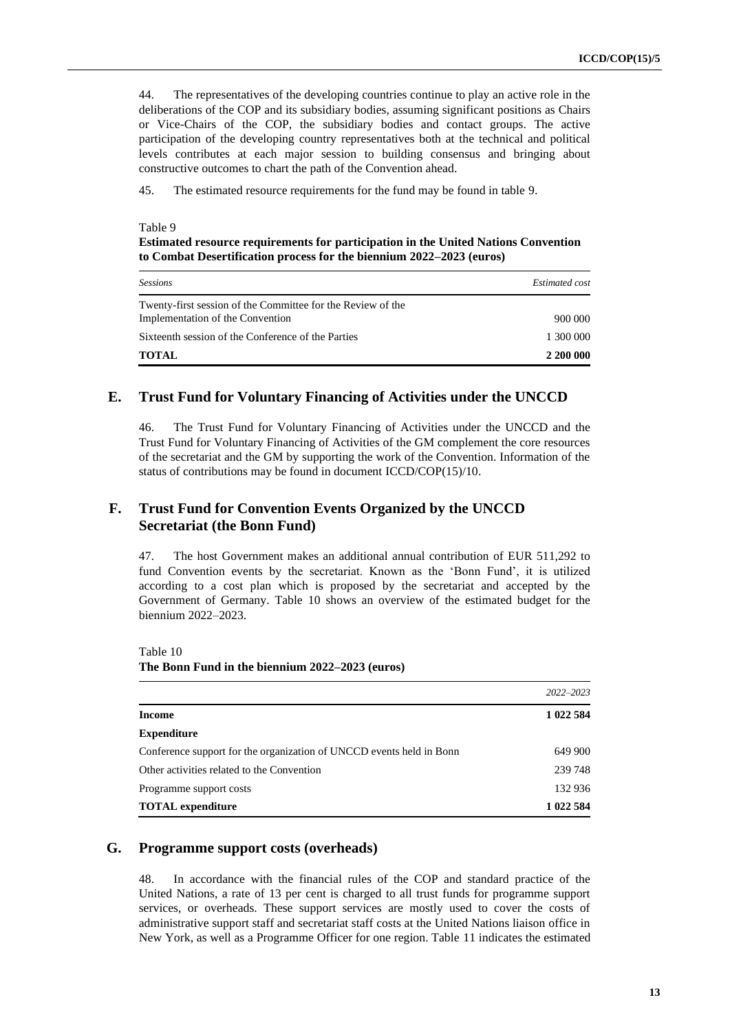44. The representatives of the developing countries continue to play an active role in the deliberations of the COP and its subsidiary bodies, assuming significant positions as Chairs or Vice-Chairs of the COP, the subsidiary bodies and contact groups. The active participation of the developing country representatives both at the technical and political levels contributes at each major session to building consensus and bringing about constructive outcomes to chart the path of the Convention ahead.

45. The estimated resource requirements for the fund may be found in table 9.

Table 9
**Estimated resource requirements for participation in the United Nations Convention to Combat Desertification process for the biennium 2022–2023 (euros)**

| *Sessions* | *Estimated cost* |
|---|---|
| Twenty-first session of the Committee for the Review of the Implementation of the Convention | 900 000 |
| Sixteenth session of the Conference of the Parties | 1 300 000 |
| **TOTAL** | **2 200 000** |

## E. Trust Fund for Voluntary Financing of Activities under the UNCCD

46. The Trust Fund for Voluntary Financing of Activities under the UNCCD and the Trust Fund for Voluntary Financing of Activities of the GM complement the core resources of the secretariat and the GM by supporting the work of the Convention. Information of the status of contributions may be found in document ICCD/COP(15)/10.

## F. Trust Fund for Convention Events Organized by the UNCCD Secretariat (the Bonn Fund)

47. The host Government makes an additional annual contribution of EUR 511,292 to fund Convention events by the secretariat. Known as the 'Bonn Fund', it is utilized according to a cost plan which is proposed by the secretariat and accepted by the Government of Germany. Table 10 shows an overview of the estimated budget for the biennium 2022–2023.

Table 10
**The Bonn Fund in the biennium 2022–2023 (euros)**

| | *2022–2023* |
|---|---|
| **Income** | **1 022 584** |
| **Expenditure** | |
| Conference support for the organization of UNCCD events held in Bonn | 649 900 |
| Other activities related to the Convention | 239 748 |
| Programme support costs | 132 936 |
| **TOTAL expenditure** | **1 022 584** |

## G. Programme support costs (overheads)

48. In accordance with the financial rules of the COP and standard practice of the United Nations, a rate of 13 per cent is charged to all trust funds for programme support services, or overheads. These support services are mostly used to cover the costs of administrative support staff and secretariat staff costs at the United Nations liaison office in New York, as well as a Programme Officer for one region. Table 11 indicates the estimated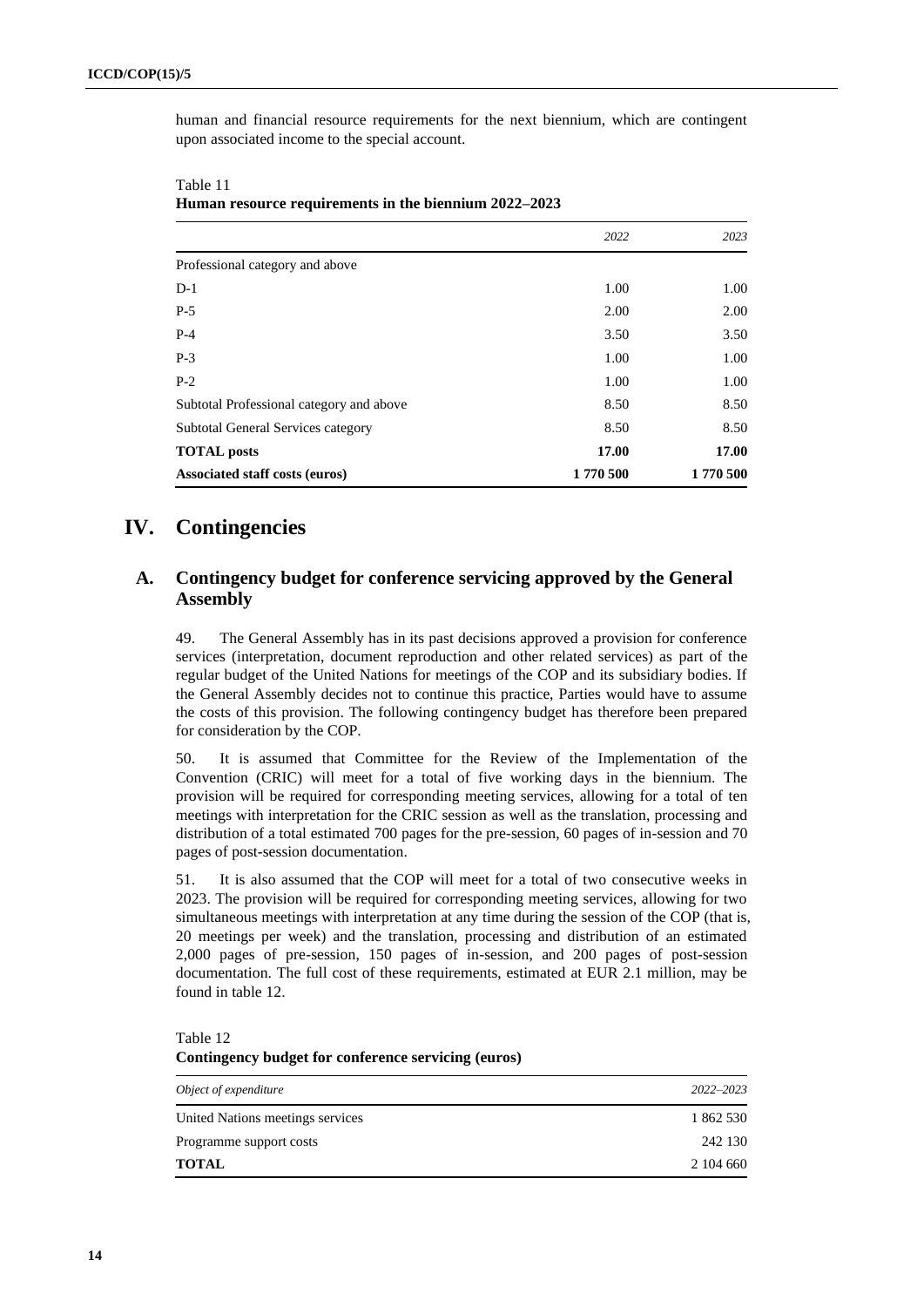human and financial resource requirements for the next biennium, which are contingent upon associated income to the special account.

Table 11
**Human resource requirements in the biennium 2022–2023**

| | *2022* | *2023* |
|---|---|---|
| Professional category and above | | |
| D-1 | 1.00 | 1.00 |
| P-5 | 2.00 | 2.00 |
| P-4 | 3.50 | 3.50 |
| P-3 | 1.00 | 1.00 |
| P-2 | 1.00 | 1.00 |
| Subtotal Professional category and above | 8.50 | 8.50 |
| Subtotal General Services category | 8.50 | 8.50 |
| **TOTAL posts** | **17.00** | **17.00** |
| **Associated staff costs (euros)** | **1 770 500** | **1 770 500** |

# IV. Contingencies

## A. Contingency budget for conference servicing approved by the General Assembly

49. The General Assembly has in its past decisions approved a provision for conference services (interpretation, document reproduction and other related services) as part of the regular budget of the United Nations for meetings of the COP and its subsidiary bodies. If the General Assembly decides not to continue this practice, Parties would have to assume the costs of this provision. The following contingency budget has therefore been prepared for consideration by the COP.

50. It is assumed that Committee for the Review of the Implementation of the Convention (CRIC) will meet for a total of five working days in the biennium. The provision will be required for corresponding meeting services, allowing for a total of ten meetings with interpretation for the CRIC session as well as the translation, processing and distribution of a total estimated 700 pages for the pre-session, 60 pages of in-session and 70 pages of post-session documentation.

51. It is also assumed that the COP will meet for a total of two consecutive weeks in 2023. The provision will be required for corresponding meeting services, allowing for two simultaneous meetings with interpretation at any time during the session of the COP (that is, 20 meetings per week) and the translation, processing and distribution of an estimated 2,000 pages of pre-session, 150 pages of in-session, and 200 pages of post-session documentation. The full cost of these requirements, estimated at EUR 2.1 million, may be found in table 12.

Table 12
**Contingency budget for conference servicing (euros)**

| *Object of expenditure* | *2022–2023* |
|---|---|
| United Nations meetings services | 1 862 530 |
| Programme support costs | 242 130 |
| **TOTAL** | 2 104 660 |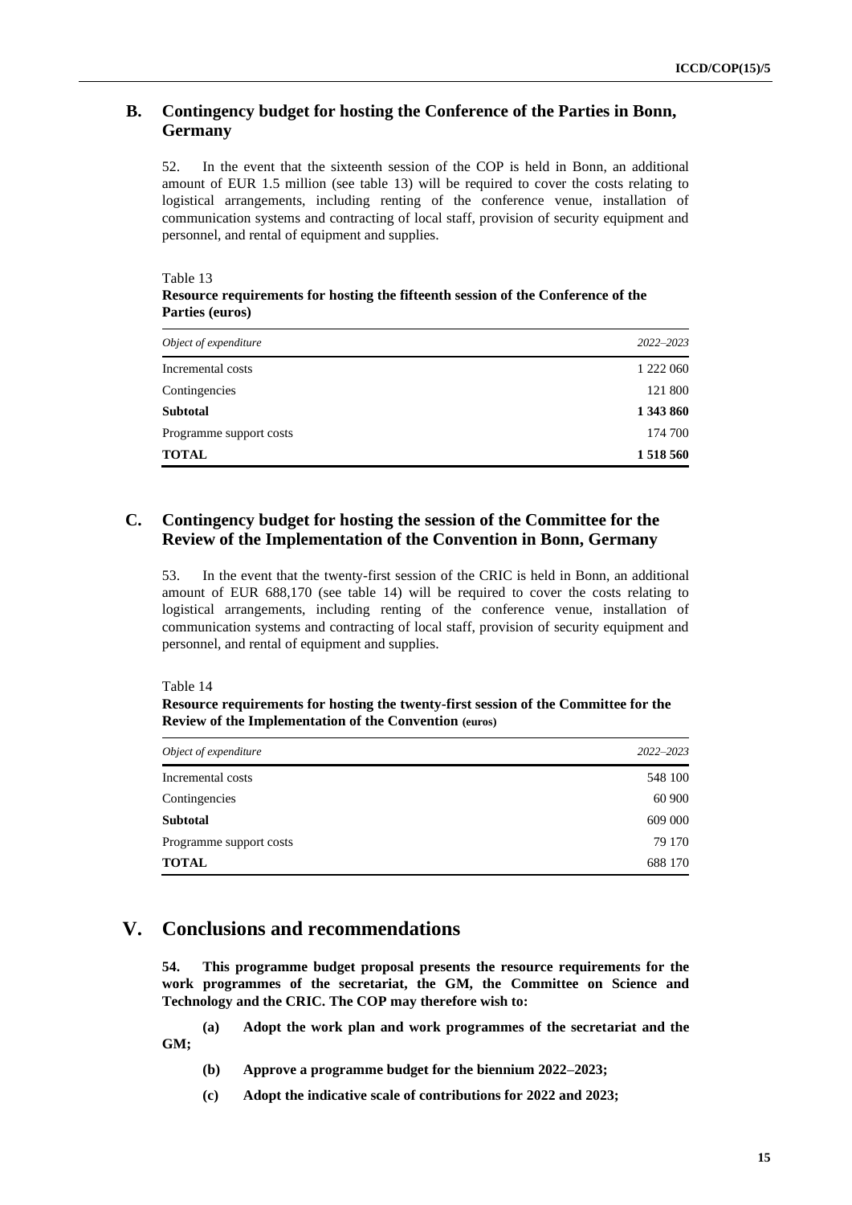## B. Contingency budget for hosting the Conference of the Parties in Bonn, Germany

52. In the event that the sixteenth session of the COP is held in Bonn, an additional amount of EUR 1.5 million (see table 13) will be required to cover the costs relating to logistical arrangements, including renting of the conference venue, installation of communication systems and contracting of local staff, provision of security equipment and personnel, and rental of equipment and supplies.

Table 13
**Resource requirements for hosting the fifteenth session of the Conference of the Parties (euros)**

| *Object of expenditure* | *2022–2023* |
|---|---|
| Incremental costs | 1 222 060 |
| Contingencies | 121 800 |
| **Subtotal** | **1 343 860** |
| Programme support costs | 174 700 |
| **TOTAL** | **1 518 560** |

## C. Contingency budget for hosting the session of the Committee for the Review of the Implementation of the Convention in Bonn, Germany

53. In the event that the twenty-first session of the CRIC is held in Bonn, an additional amount of EUR 688,170 (see table 14) will be required to cover the costs relating to logistical arrangements, including renting of the conference venue, installation of communication systems and contracting of local staff, provision of security equipment and personnel, and rental of equipment and supplies.

Table 14
**Resource requirements for hosting the twenty-first session of the Committee for the Review of the Implementation of the Convention (euros)**

| *Object of expenditure* | *2022–2023* |
|---|---|
| Incremental costs | 548 100 |
| Contingencies | 60 900 |
| **Subtotal** | 609 000 |
| Programme support costs | 79 170 |
| **TOTAL** | 688 170 |

# V. Conclusions and recommendations

**54. This programme budget proposal presents the resource requirements for the work programmes of the secretariat, the GM, the Committee on Science and Technology and the CRIC. The COP may therefore wish to:**

**(a) Adopt the work plan and work programmes of the secretariat and the GM;**

**(b) Approve a programme budget for the biennium 2022–2023;**

**(c) Adopt the indicative scale of contributions for 2022 and 2023;**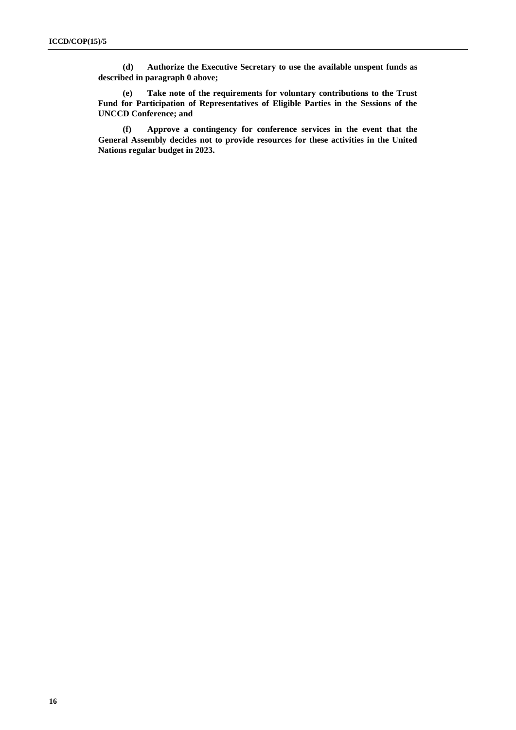**(d) Authorize the Executive Secretary to use the available unspent funds as described in paragraph 0 above;**

**(e) Take note of the requirements for voluntary contributions to the Trust Fund for Participation of Representatives of Eligible Parties in the Sessions of the UNCCD Conference; and**

**(f) Approve a contingency for conference services in the event that the General Assembly decides not to provide resources for these activities in the United Nations regular budget in 2023.**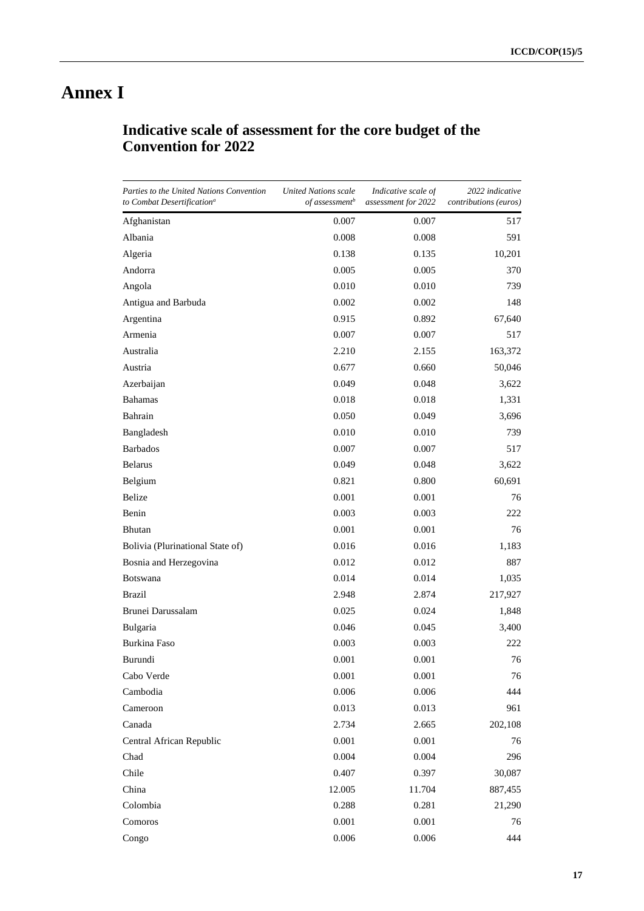# Annex I

## Indicative scale of assessment for the core budget of the Convention for 2022

| *Parties to the United Nations Convention to Combat Desertification[a]* | *United Nations scale of assessment[b]* | *Indicative scale of assessment for 2022* | *2022 indicative contributions (euros)* |
|---|---|---|---|
| Afghanistan | 0.007 | 0.007 | 517 |
| Albania | 0.008 | 0.008 | 591 |
| Algeria | 0.138 | 0.135 | 10,201 |
| Andorra | 0.005 | 0.005 | 370 |
| Angola | 0.010 | 0.010 | 739 |
| Antigua and Barbuda | 0.002 | 0.002 | 148 |
| Argentina | 0.915 | 0.892 | 67,640 |
| Armenia | 0.007 | 0.007 | 517 |
| Australia | 2.210 | 2.155 | 163,372 |
| Austria | 0.677 | 0.660 | 50,046 |
| Azerbaijan | 0.049 | 0.048 | 3,622 |
| Bahamas | 0.018 | 0.018 | 1,331 |
| Bahrain | 0.050 | 0.049 | 3,696 |
| Bangladesh | 0.010 | 0.010 | 739 |
| Barbados | 0.007 | 0.007 | 517 |
| Belarus | 0.049 | 0.048 | 3,622 |
| Belgium | 0.821 | 0.800 | 60,691 |
| Belize | 0.001 | 0.001 | 76 |
| Benin | 0.003 | 0.003 | 222 |
| Bhutan | 0.001 | 0.001 | 76 |
| Bolivia (Plurinational State of) | 0.016 | 0.016 | 1,183 |
| Bosnia and Herzegovina | 0.012 | 0.012 | 887 |
| Botswana | 0.014 | 0.014 | 1,035 |
| Brazil | 2.948 | 2.874 | 217,927 |
| Brunei Darussalam | 0.025 | 0.024 | 1,848 |
| Bulgaria | 0.046 | 0.045 | 3,400 |
| Burkina Faso | 0.003 | 0.003 | 222 |
| Burundi | 0.001 | 0.001 | 76 |
| Cabo Verde | 0.001 | 0.001 | 76 |
| Cambodia | 0.006 | 0.006 | 444 |
| Cameroon | 0.013 | 0.013 | 961 |
| Canada | 2.734 | 2.665 | 202,108 |
| Central African Republic | 0.001 | 0.001 | 76 |
| Chad | 0.004 | 0.004 | 296 |
| Chile | 0.407 | 0.397 | 30,087 |
| China | 12.005 | 11.704 | 887,455 |
| Colombia | 0.288 | 0.281 | 21,290 |
| Comoros | 0.001 | 0.001 | 76 |
| Congo | 0.006 | 0.006 | 444 |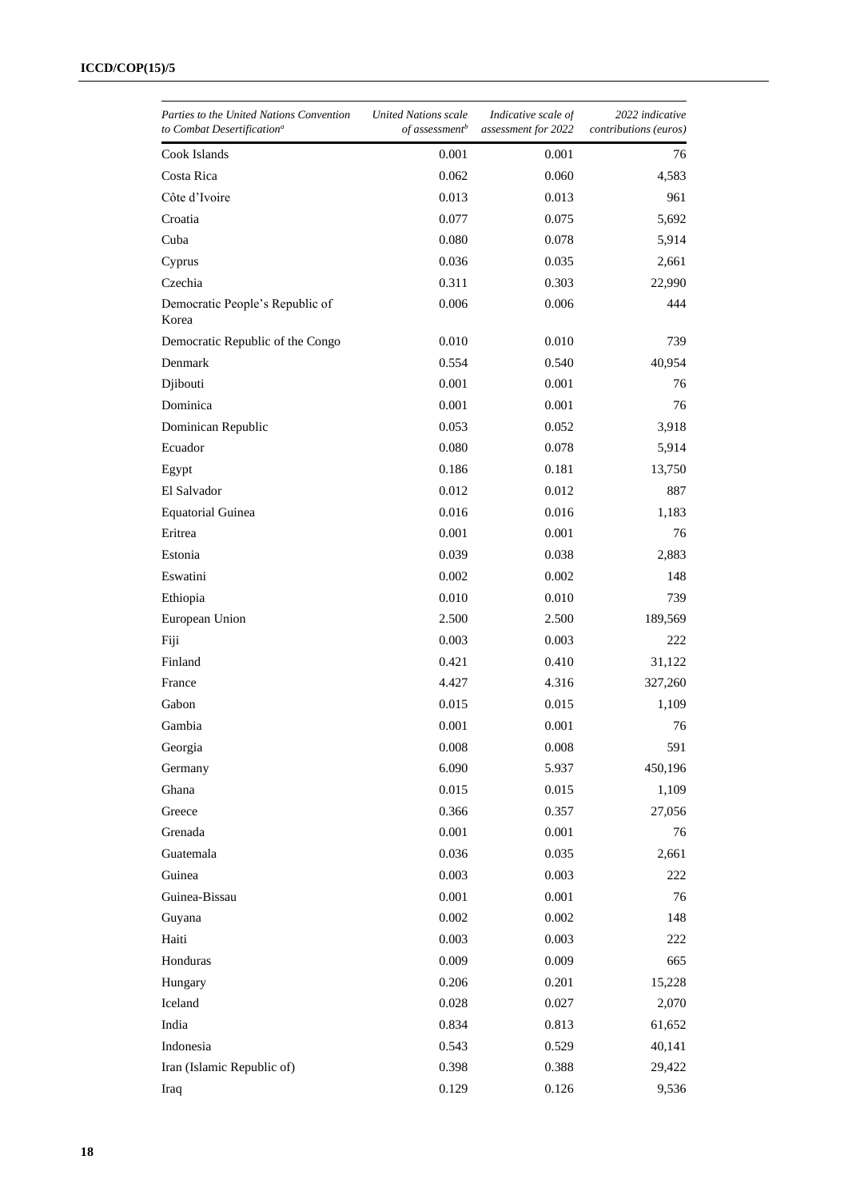| *Parties to the United Nations Convention to Combat Desertification[a]* | *United Nations scale of assessment[b]* | *Indicative scale of assessment for 2022* | *2022 indicative contributions (euros)* |
|---|---|---|---|
| Cook Islands | 0.001 | 0.001 | 76 |
| Costa Rica | 0.062 | 0.060 | 4,583 |
| Côte d'Ivoire | 0.013 | 0.013 | 961 |
| Croatia | 0.077 | 0.075 | 5,692 |
| Cuba | 0.080 | 0.078 | 5,914 |
| Cyprus | 0.036 | 0.035 | 2,661 |
| Czechia | 0.311 | 0.303 | 22,990 |
| Democratic People's Republic of Korea | 0.006 | 0.006 | 444 |
| Democratic Republic of the Congo | 0.010 | 0.010 | 739 |
| Denmark | 0.554 | 0.540 | 40,954 |
| Djibouti | 0.001 | 0.001 | 76 |
| Dominica | 0.001 | 0.001 | 76 |
| Dominican Republic | 0.053 | 0.052 | 3,918 |
| Ecuador | 0.080 | 0.078 | 5,914 |
| Egypt | 0.186 | 0.181 | 13,750 |
| El Salvador | 0.012 | 0.012 | 887 |
| Equatorial Guinea | 0.016 | 0.016 | 1,183 |
| Eritrea | 0.001 | 0.001 | 76 |
| Estonia | 0.039 | 0.038 | 2,883 |
| Eswatini | 0.002 | 0.002 | 148 |
| Ethiopia | 0.010 | 0.010 | 739 |
| European Union | 2.500 | 2.500 | 189,569 |
| Fiji | 0.003 | 0.003 | 222 |
| Finland | 0.421 | 0.410 | 31,122 |
| France | 4.427 | 4.316 | 327,260 |
| Gabon | 0.015 | 0.015 | 1,109 |
| Gambia | 0.001 | 0.001 | 76 |
| Georgia | 0.008 | 0.008 | 591 |
| Germany | 6.090 | 5.937 | 450,196 |
| Ghana | 0.015 | 0.015 | 1,109 |
| Greece | 0.366 | 0.357 | 27,056 |
| Grenada | 0.001 | 0.001 | 76 |
| Guatemala | 0.036 | 0.035 | 2,661 |
| Guinea | 0.003 | 0.003 | 222 |
| Guinea-Bissau | 0.001 | 0.001 | 76 |
| Guyana | 0.002 | 0.002 | 148 |
| Haiti | 0.003 | 0.003 | 222 |
| Honduras | 0.009 | 0.009 | 665 |
| Hungary | 0.206 | 0.201 | 15,228 |
| Iceland | 0.028 | 0.027 | 2,070 |
| India | 0.834 | 0.813 | 61,652 |
| Indonesia | 0.543 | 0.529 | 40,141 |
| Iran (Islamic Republic of) | 0.398 | 0.388 | 29,422 |
| Iraq | 0.129 | 0.126 | 9,536 |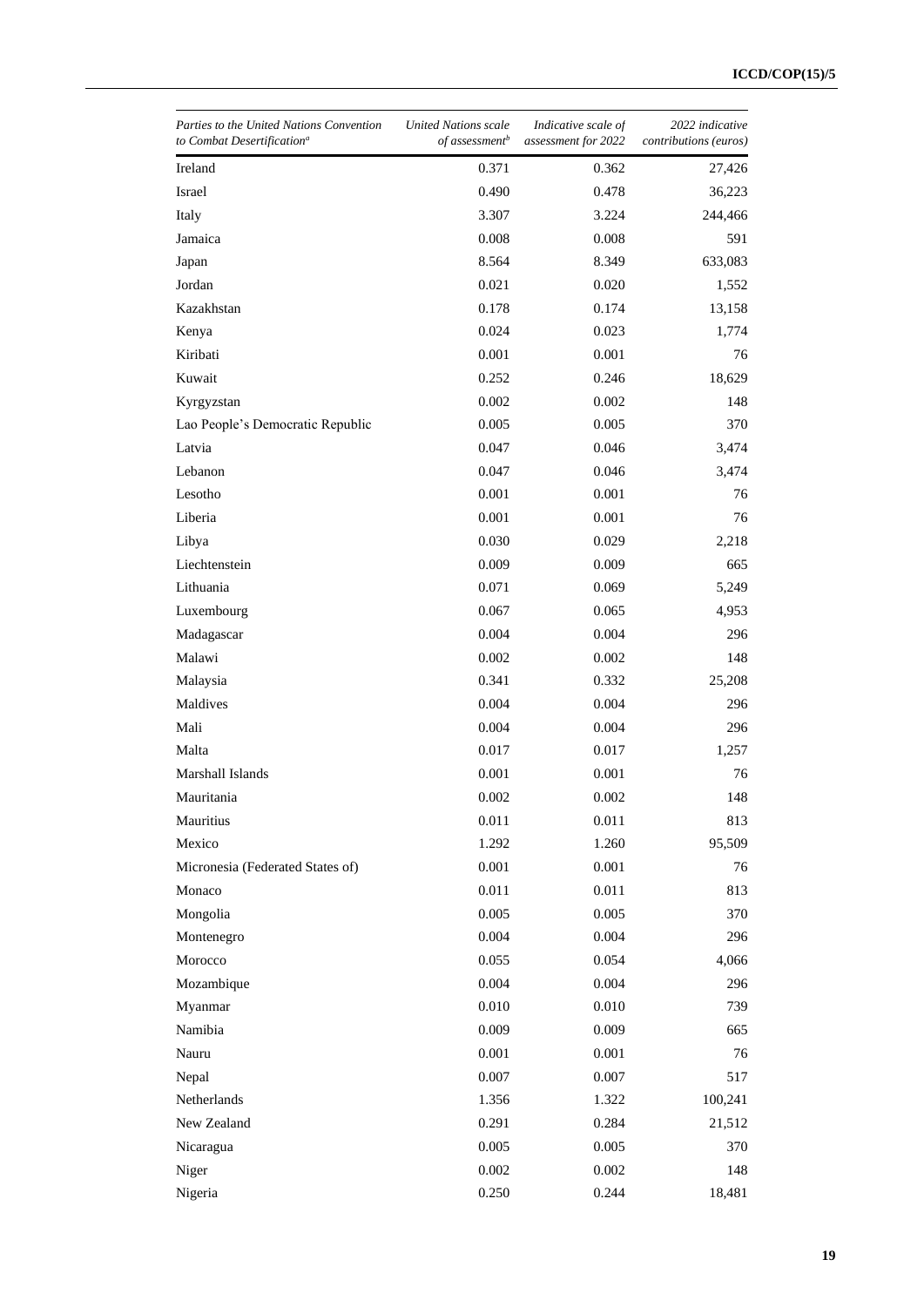| *Parties to the United Nations Convention to Combat Desertification[a]* | *United Nations scale of assessment[b]* | *Indicative scale of assessment for 2022* | *2022 indicative contributions (euros)* |
|---|---|---|---|
| Ireland | 0.371 | 0.362 | 27,426 |
| Israel | 0.490 | 0.478 | 36,223 |
| Italy | 3.307 | 3.224 | 244,466 |
| Jamaica | 0.008 | 0.008 | 591 |
| Japan | 8.564 | 8.349 | 633,083 |
| Jordan | 0.021 | 0.020 | 1,552 |
| Kazakhstan | 0.178 | 0.174 | 13,158 |
| Kenya | 0.024 | 0.023 | 1,774 |
| Kiribati | 0.001 | 0.001 | 76 |
| Kuwait | 0.252 | 0.246 | 18,629 |
| Kyrgyzstan | 0.002 | 0.002 | 148 |
| Lao People's Democratic Republic | 0.005 | 0.005 | 370 |
| Latvia | 0.047 | 0.046 | 3,474 |
| Lebanon | 0.047 | 0.046 | 3,474 |
| Lesotho | 0.001 | 0.001 | 76 |
| Liberia | 0.001 | 0.001 | 76 |
| Libya | 0.030 | 0.029 | 2,218 |
| Liechtenstein | 0.009 | 0.009 | 665 |
| Lithuania | 0.071 | 0.069 | 5,249 |
| Luxembourg | 0.067 | 0.065 | 4,953 |
| Madagascar | 0.004 | 0.004 | 296 |
| Malawi | 0.002 | 0.002 | 148 |
| Malaysia | 0.341 | 0.332 | 25,208 |
| Maldives | 0.004 | 0.004 | 296 |
| Mali | 0.004 | 0.004 | 296 |
| Malta | 0.017 | 0.017 | 1,257 |
| Marshall Islands | 0.001 | 0.001 | 76 |
| Mauritania | 0.002 | 0.002 | 148 |
| Mauritius | 0.011 | 0.011 | 813 |
| Mexico | 1.292 | 1.260 | 95,509 |
| Micronesia (Federated States of) | 0.001 | 0.001 | 76 |
| Monaco | 0.011 | 0.011 | 813 |
| Mongolia | 0.005 | 0.005 | 370 |
| Montenegro | 0.004 | 0.004 | 296 |
| Morocco | 0.055 | 0.054 | 4,066 |
| Mozambique | 0.004 | 0.004 | 296 |
| Myanmar | 0.010 | 0.010 | 739 |
| Namibia | 0.009 | 0.009 | 665 |
| Nauru | 0.001 | 0.001 | 76 |
| Nepal | 0.007 | 0.007 | 517 |
| Netherlands | 1.356 | 1.322 | 100,241 |
| New Zealand | 0.291 | 0.284 | 21,512 |
| Nicaragua | 0.005 | 0.005 | 370 |
| Niger | 0.002 | 0.002 | 148 |
| Nigeria | 0.250 | 0.244 | 18,481 |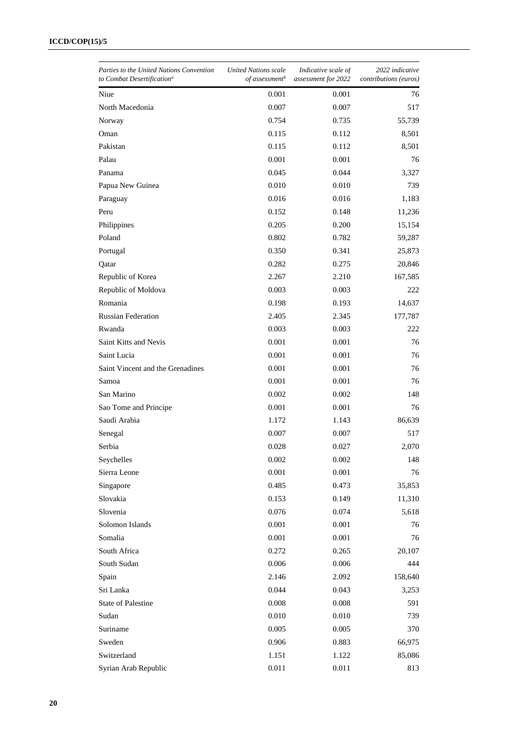| *Parties to the United Nations Convention to Combat Desertification*[a] | *United Nations scale of assessment*[b] | *Indicative scale of assessment for 2022* | *2022 indicative contributions (euros)* |
|---|---:|---:|---:|
| Niue | 0.001 | 0.001 | 76 |
| North Macedonia | 0.007 | 0.007 | 517 |
| Norway | 0.754 | 0.735 | 55,739 |
| Oman | 0.115 | 0.112 | 8,501 |
| Pakistan | 0.115 | 0.112 | 8,501 |
| Palau | 0.001 | 0.001 | 76 |
| Panama | 0.045 | 0.044 | 3,327 |
| Papua New Guinea | 0.010 | 0.010 | 739 |
| Paraguay | 0.016 | 0.016 | 1,183 |
| Peru | 0.152 | 0.148 | 11,236 |
| Philippines | 0.205 | 0.200 | 15,154 |
| Poland | 0.802 | 0.782 | 59,287 |
| Portugal | 0.350 | 0.341 | 25,873 |
| Qatar | 0.282 | 0.275 | 20,846 |
| Republic of Korea | 2.267 | 2.210 | 167,585 |
| Republic of Moldova | 0.003 | 0.003 | 222 |
| Romania | 0.198 | 0.193 | 14,637 |
| Russian Federation | 2.405 | 2.345 | 177,787 |
| Rwanda | 0.003 | 0.003 | 222 |
| Saint Kitts and Nevis | 0.001 | 0.001 | 76 |
| Saint Lucia | 0.001 | 0.001 | 76 |
| Saint Vincent and the Grenadines | 0.001 | 0.001 | 76 |
| Samoa | 0.001 | 0.001 | 76 |
| San Marino | 0.002 | 0.002 | 148 |
| Sao Tome and Principe | 0.001 | 0.001 | 76 |
| Saudi Arabia | 1.172 | 1.143 | 86,639 |
| Senegal | 0.007 | 0.007 | 517 |
| Serbia | 0.028 | 0.027 | 2,070 |
| Seychelles | 0.002 | 0.002 | 148 |
| Sierra Leone | 0.001 | 0.001 | 76 |
| Singapore | 0.485 | 0.473 | 35,853 |
| Slovakia | 0.153 | 0.149 | 11,310 |
| Slovenia | 0.076 | 0.074 | 5,618 |
| Solomon Islands | 0.001 | 0.001 | 76 |
| Somalia | 0.001 | 0.001 | 76 |
| South Africa | 0.272 | 0.265 | 20,107 |
| South Sudan | 0.006 | 0.006 | 444 |
| Spain | 2.146 | 2.092 | 158,640 |
| Sri Lanka | 0.044 | 0.043 | 3,253 |
| State of Palestine | 0.008 | 0.008 | 591 |
| Sudan | 0.010 | 0.010 | 739 |
| Suriname | 0.005 | 0.005 | 370 |
| Sweden | 0.906 | 0.883 | 66,975 |
| Switzerland | 1.151 | 1.122 | 85,086 |
| Syrian Arab Republic | 0.011 | 0.011 | 813 |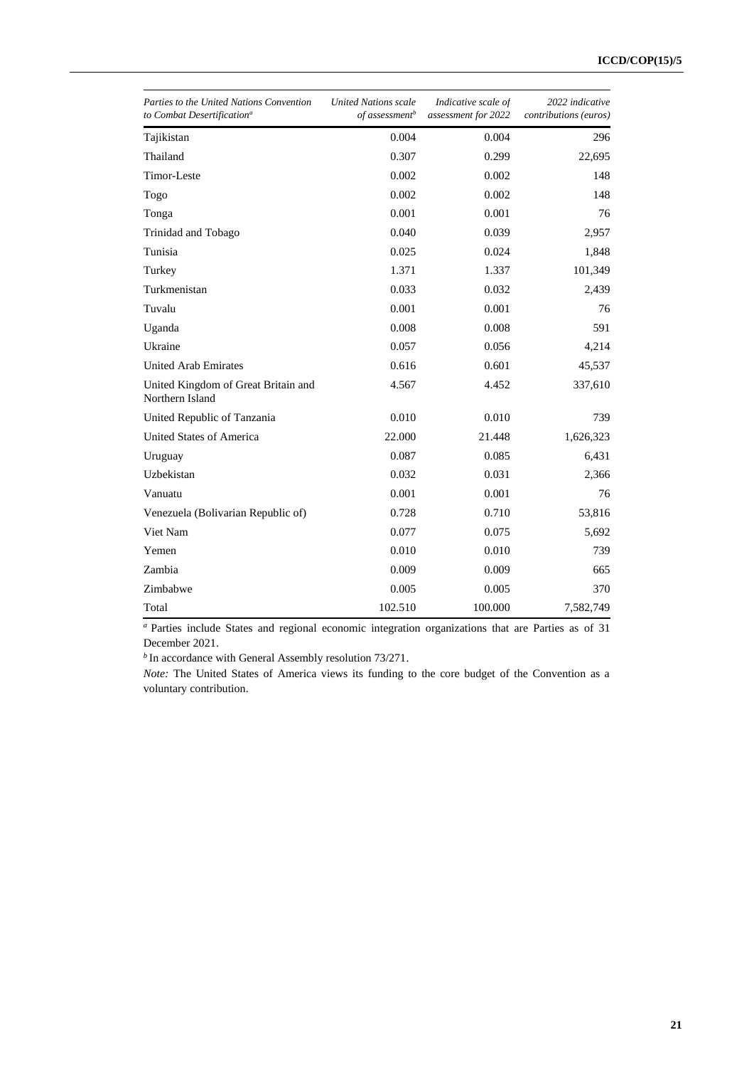| *Parties to the United Nations Convention to Combat Desertification*[a] | *United Nations scale of assessment*[b] | *Indicative scale of assessment for 2022* | *2022 indicative contributions (euros)* |
|---|---|---|---|
| Tajikistan | 0.004 | 0.004 | 296 |
| Thailand | 0.307 | 0.299 | 22,695 |
| Timor-Leste | 0.002 | 0.002 | 148 |
| Togo | 0.002 | 0.002 | 148 |
| Tonga | 0.001 | 0.001 | 76 |
| Trinidad and Tobago | 0.040 | 0.039 | 2,957 |
| Tunisia | 0.025 | 0.024 | 1,848 |
| Turkey | 1.371 | 1.337 | 101,349 |
| Turkmenistan | 0.033 | 0.032 | 2,439 |
| Tuvalu | 0.001 | 0.001 | 76 |
| Uganda | 0.008 | 0.008 | 591 |
| Ukraine | 0.057 | 0.056 | 4,214 |
| United Arab Emirates | 0.616 | 0.601 | 45,537 |
| United Kingdom of Great Britain and Northern Island | 4.567 | 4.452 | 337,610 |
| United Republic of Tanzania | 0.010 | 0.010 | 739 |
| United States of America | 22.000 | 21.448 | 1,626,323 |
| Uruguay | 0.087 | 0.085 | 6,431 |
| Uzbekistan | 0.032 | 0.031 | 2,366 |
| Vanuatu | 0.001 | 0.001 | 76 |
| Venezuela (Bolivarian Republic of) | 0.728 | 0.710 | 53,816 |
| Viet Nam | 0.077 | 0.075 | 5,692 |
| Yemen | 0.010 | 0.010 | 739 |
| Zambia | 0.009 | 0.009 | 665 |
| Zimbabwe | 0.005 | 0.005 | 370 |
| Total | 102.510 | 100.000 | 7,582,749 |

[a] Parties include States and regional economic integration organizations that are Parties as of 31 December 2021.

[b] In accordance with General Assembly resolution 73/271.

*Note:* The United States of America views its funding to the core budget of the Convention as a voluntary contribution.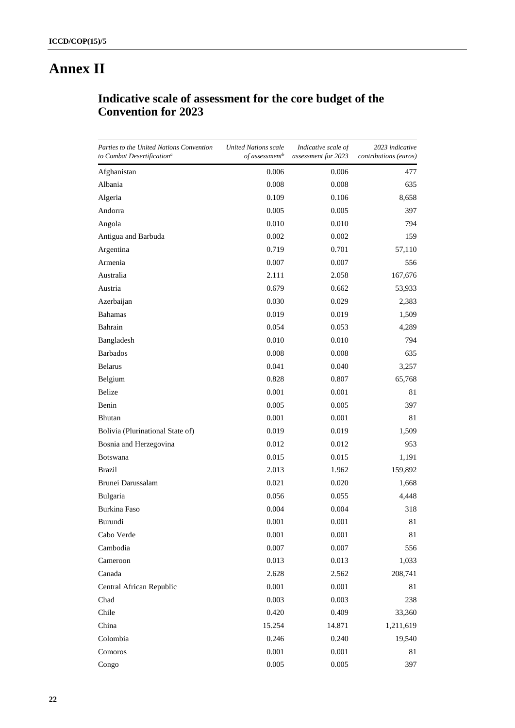# Annex II

## Indicative scale of assessment for the core budget of the Convention for 2023

| *Parties to the United Nations Convention to Combat Desertification*[a] | *United Nations scale of assessment*[b] | *Indicative scale of assessment for 2023* | *2023 indicative contributions (euros)* |
|---|---|---|---|
| Afghanistan | 0.006 | 0.006 | 477 |
| Albania | 0.008 | 0.008 | 635 |
| Algeria | 0.109 | 0.106 | 8,658 |
| Andorra | 0.005 | 0.005 | 397 |
| Angola | 0.010 | 0.010 | 794 |
| Antigua and Barbuda | 0.002 | 0.002 | 159 |
| Argentina | 0.719 | 0.701 | 57,110 |
| Armenia | 0.007 | 0.007 | 556 |
| Australia | 2.111 | 2.058 | 167,676 |
| Austria | 0.679 | 0.662 | 53,933 |
| Azerbaijan | 0.030 | 0.029 | 2,383 |
| Bahamas | 0.019 | 0.019 | 1,509 |
| Bahrain | 0.054 | 0.053 | 4,289 |
| Bangladesh | 0.010 | 0.010 | 794 |
| Barbados | 0.008 | 0.008 | 635 |
| Belarus | 0.041 | 0.040 | 3,257 |
| Belgium | 0.828 | 0.807 | 65,768 |
| Belize | 0.001 | 0.001 | 81 |
| Benin | 0.005 | 0.005 | 397 |
| Bhutan | 0.001 | 0.001 | 81 |
| Bolivia (Plurinational State of) | 0.019 | 0.019 | 1,509 |
| Bosnia and Herzegovina | 0.012 | 0.012 | 953 |
| Botswana | 0.015 | 0.015 | 1,191 |
| Brazil | 2.013 | 1.962 | 159,892 |
| Brunei Darussalam | 0.021 | 0.020 | 1,668 |
| Bulgaria | 0.056 | 0.055 | 4,448 |
| Burkina Faso | 0.004 | 0.004 | 318 |
| Burundi | 0.001 | 0.001 | 81 |
| Cabo Verde | 0.001 | 0.001 | 81 |
| Cambodia | 0.007 | 0.007 | 556 |
| Cameroon | 0.013 | 0.013 | 1,033 |
| Canada | 2.628 | 2.562 | 208,741 |
| Central African Republic | 0.001 | 0.001 | 81 |
| Chad | 0.003 | 0.003 | 238 |
| Chile | 0.420 | 0.409 | 33,360 |
| China | 15.254 | 14.871 | 1,211,619 |
| Colombia | 0.246 | 0.240 | 19,540 |
| Comoros | 0.001 | 0.001 | 81 |
| Congo | 0.005 | 0.005 | 397 |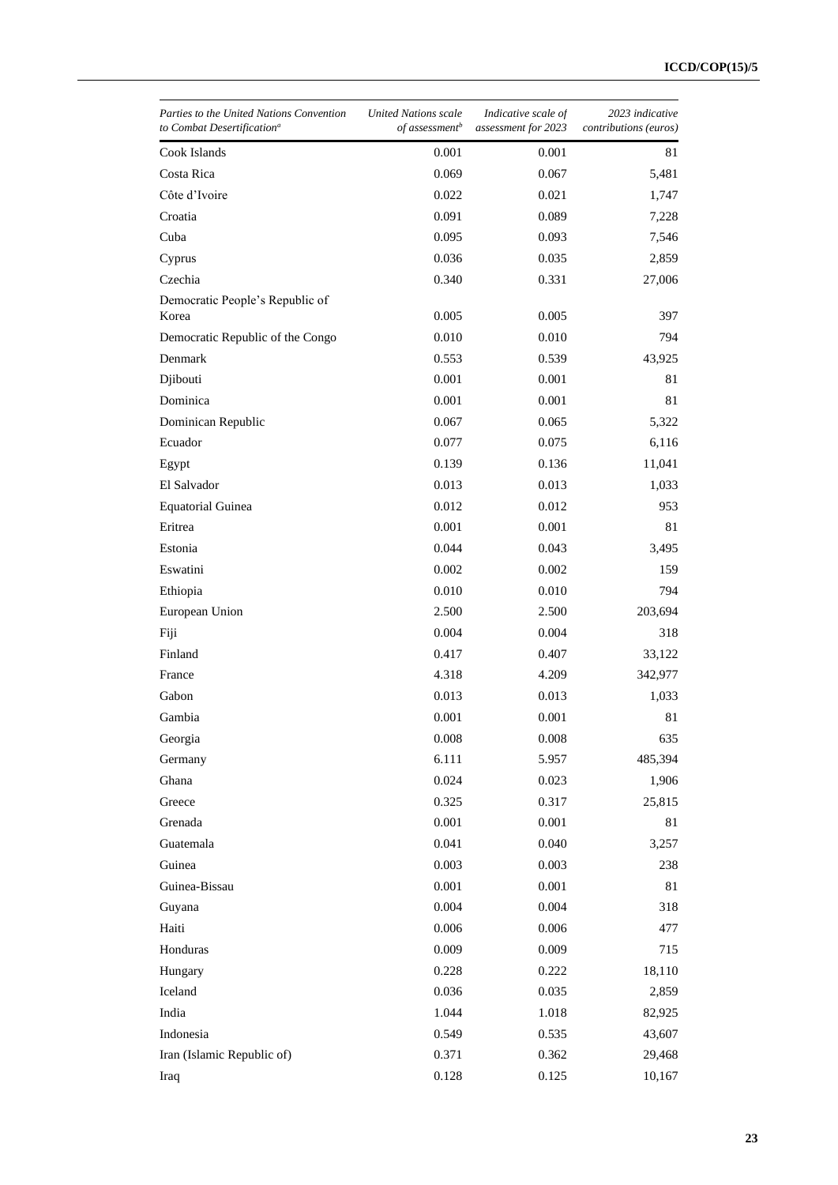| *Parties to the United Nations Convention to Combat Desertification*[a] | *United Nations scale of assessment*[b] | *Indicative scale of assessment for 2023* | *2023 indicative contributions (euros)* |
|---|---|---|---|
| Cook Islands | 0.001 | 0.001 | 81 |
| Costa Rica | 0.069 | 0.067 | 5,481 |
| Côte d'Ivoire | 0.022 | 0.021 | 1,747 |
| Croatia | 0.091 | 0.089 | 7,228 |
| Cuba | 0.095 | 0.093 | 7,546 |
| Cyprus | 0.036 | 0.035 | 2,859 |
| Czechia | 0.340 | 0.331 | 27,006 |
| Democratic People's Republic of Korea | 0.005 | 0.005 | 397 |
| Democratic Republic of the Congo | 0.010 | 0.010 | 794 |
| Denmark | 0.553 | 0.539 | 43,925 |
| Djibouti | 0.001 | 0.001 | 81 |
| Dominica | 0.001 | 0.001 | 81 |
| Dominican Republic | 0.067 | 0.065 | 5,322 |
| Ecuador | 0.077 | 0.075 | 6,116 |
| Egypt | 0.139 | 0.136 | 11,041 |
| El Salvador | 0.013 | 0.013 | 1,033 |
| Equatorial Guinea | 0.012 | 0.012 | 953 |
| Eritrea | 0.001 | 0.001 | 81 |
| Estonia | 0.044 | 0.043 | 3,495 |
| Eswatini | 0.002 | 0.002 | 159 |
| Ethiopia | 0.010 | 0.010 | 794 |
| European Union | 2.500 | 2.500 | 203,694 |
| Fiji | 0.004 | 0.004 | 318 |
| Finland | 0.417 | 0.407 | 33,122 |
| France | 4.318 | 4.209 | 342,977 |
| Gabon | 0.013 | 0.013 | 1,033 |
| Gambia | 0.001 | 0.001 | 81 |
| Georgia | 0.008 | 0.008 | 635 |
| Germany | 6.111 | 5.957 | 485,394 |
| Ghana | 0.024 | 0.023 | 1,906 |
| Greece | 0.325 | 0.317 | 25,815 |
| Grenada | 0.001 | 0.001 | 81 |
| Guatemala | 0.041 | 0.040 | 3,257 |
| Guinea | 0.003 | 0.003 | 238 |
| Guinea-Bissau | 0.001 | 0.001 | 81 |
| Guyana | 0.004 | 0.004 | 318 |
| Haiti | 0.006 | 0.006 | 477 |
| Honduras | 0.009 | 0.009 | 715 |
| Hungary | 0.228 | 0.222 | 18,110 |
| Iceland | 0.036 | 0.035 | 2,859 |
| India | 1.044 | 1.018 | 82,925 |
| Indonesia | 0.549 | 0.535 | 43,607 |
| Iran (Islamic Republic of) | 0.371 | 0.362 | 29,468 |
| Iraq | 0.128 | 0.125 | 10,167 |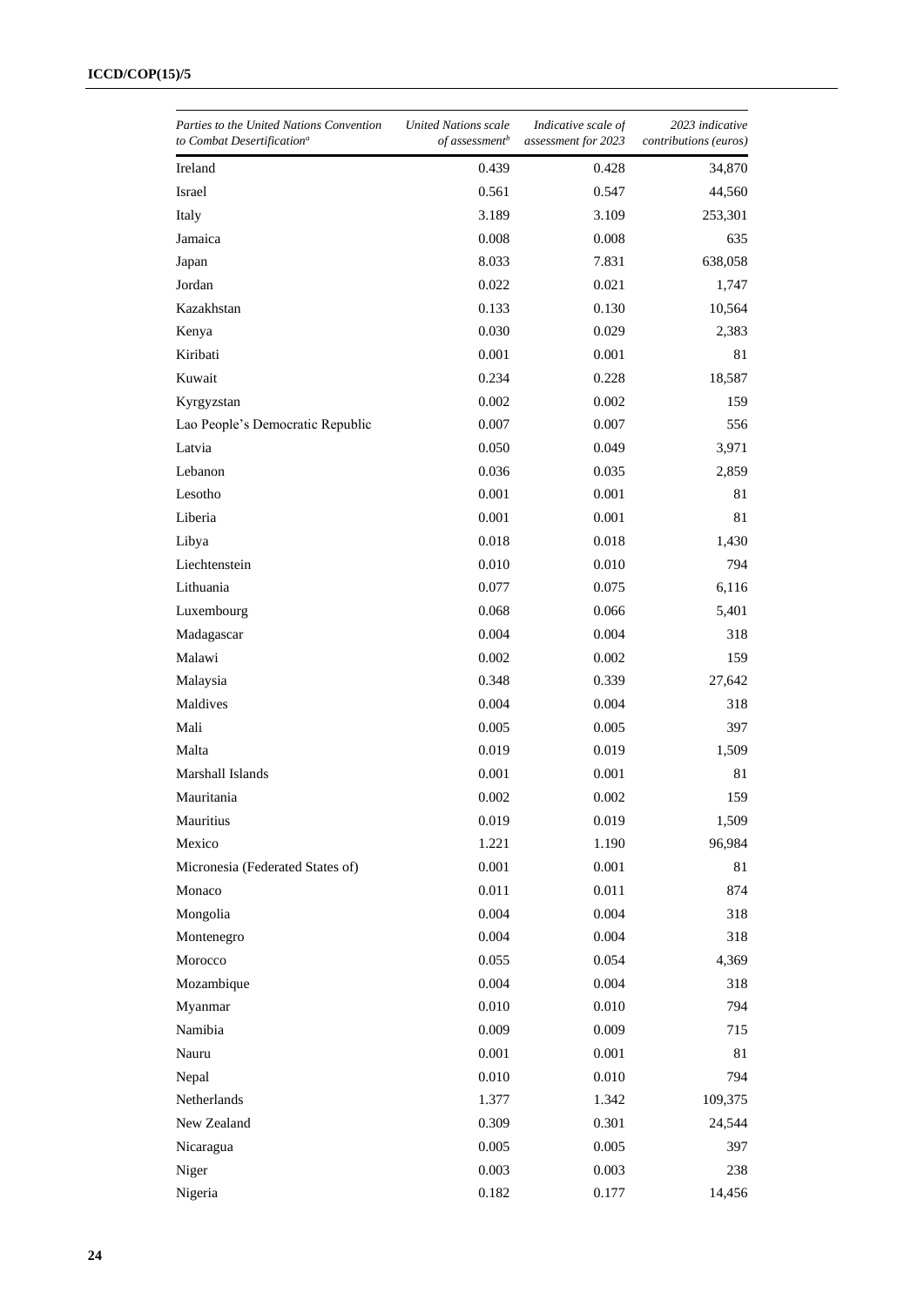| *Parties to the United Nations Convention to Combat Desertification*[a] | *United Nations scale of assessment*[b] | *Indicative scale of assessment for 2023* | *2023 indicative contributions (euros)* |
|---|---:|---:|---:|
| Ireland | 0.439 | 0.428 | 34,870 |
| Israel | 0.561 | 0.547 | 44,560 |
| Italy | 3.189 | 3.109 | 253,301 |
| Jamaica | 0.008 | 0.008 | 635 |
| Japan | 8.033 | 7.831 | 638,058 |
| Jordan | 0.022 | 0.021 | 1,747 |
| Kazakhstan | 0.133 | 0.130 | 10,564 |
| Kenya | 0.030 | 0.029 | 2,383 |
| Kiribati | 0.001 | 0.001 | 81 |
| Kuwait | 0.234 | 0.228 | 18,587 |
| Kyrgyzstan | 0.002 | 0.002 | 159 |
| Lao People's Democratic Republic | 0.007 | 0.007 | 556 |
| Latvia | 0.050 | 0.049 | 3,971 |
| Lebanon | 0.036 | 0.035 | 2,859 |
| Lesotho | 0.001 | 0.001 | 81 |
| Liberia | 0.001 | 0.001 | 81 |
| Libya | 0.018 | 0.018 | 1,430 |
| Liechtenstein | 0.010 | 0.010 | 794 |
| Lithuania | 0.077 | 0.075 | 6,116 |
| Luxembourg | 0.068 | 0.066 | 5,401 |
| Madagascar | 0.004 | 0.004 | 318 |
| Malawi | 0.002 | 0.002 | 159 |
| Malaysia | 0.348 | 0.339 | 27,642 |
| Maldives | 0.004 | 0.004 | 318 |
| Mali | 0.005 | 0.005 | 397 |
| Malta | 0.019 | 0.019 | 1,509 |
| Marshall Islands | 0.001 | 0.001 | 81 |
| Mauritania | 0.002 | 0.002 | 159 |
| Mauritius | 0.019 | 0.019 | 1,509 |
| Mexico | 1.221 | 1.190 | 96,984 |
| Micronesia (Federated States of) | 0.001 | 0.001 | 81 |
| Monaco | 0.011 | 0.011 | 874 |
| Mongolia | 0.004 | 0.004 | 318 |
| Montenegro | 0.004 | 0.004 | 318 |
| Morocco | 0.055 | 0.054 | 4,369 |
| Mozambique | 0.004 | 0.004 | 318 |
| Myanmar | 0.010 | 0.010 | 794 |
| Namibia | 0.009 | 0.009 | 715 |
| Nauru | 0.001 | 0.001 | 81 |
| Nepal | 0.010 | 0.010 | 794 |
| Netherlands | 1.377 | 1.342 | 109,375 |
| New Zealand | 0.309 | 0.301 | 24,544 |
| Nicaragua | 0.005 | 0.005 | 397 |
| Niger | 0.003 | 0.003 | 238 |
| Nigeria | 0.182 | 0.177 | 14,456 |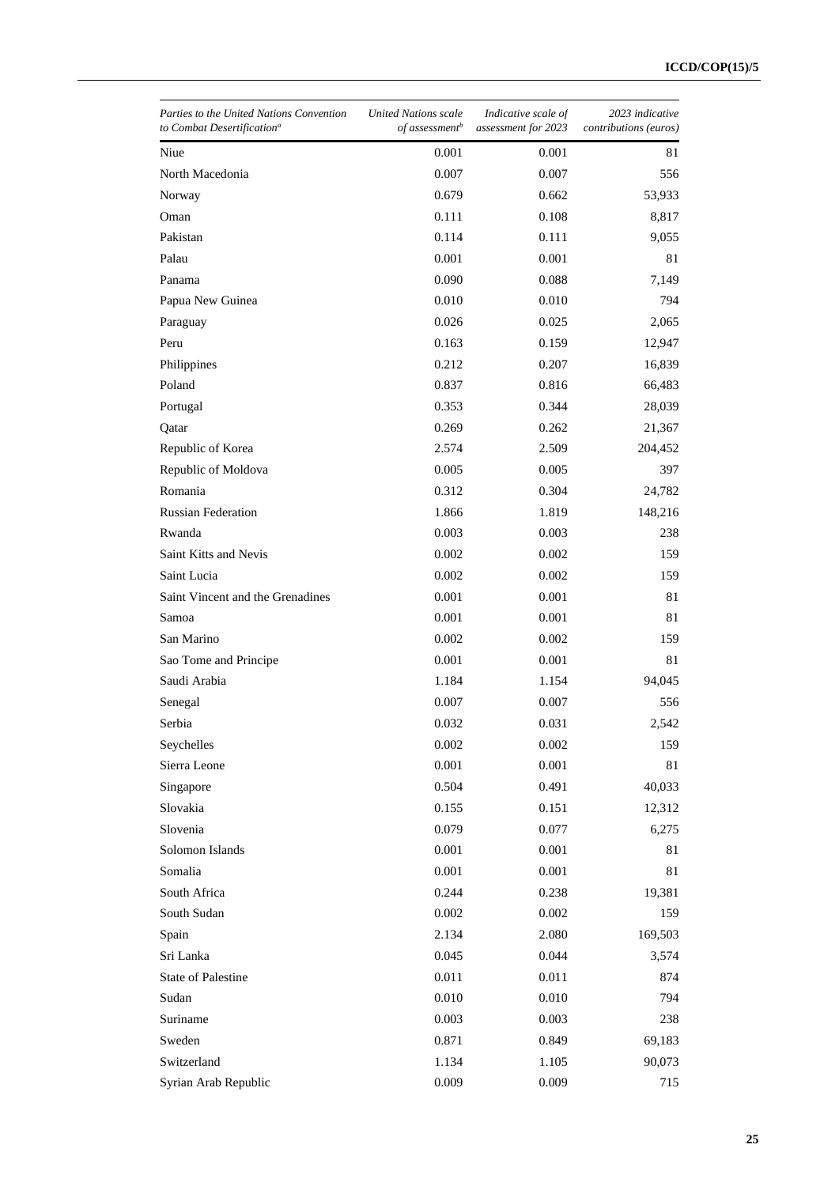| *Parties to the United Nations Convention to Combat Desertification*[a] | *United Nations scale of assessment*[b] | *Indicative scale of assessment for 2023* | *2023 indicative contributions (euros)* |
|---|---|---|---|
| Niue | 0.001 | 0.001 | 81 |
| North Macedonia | 0.007 | 0.007 | 556 |
| Norway | 0.679 | 0.662 | 53,933 |
| Oman | 0.111 | 0.108 | 8,817 |
| Pakistan | 0.114 | 0.111 | 9,055 |
| Palau | 0.001 | 0.001 | 81 |
| Panama | 0.090 | 0.088 | 7,149 |
| Papua New Guinea | 0.010 | 0.010 | 794 |
| Paraguay | 0.026 | 0.025 | 2,065 |
| Peru | 0.163 | 0.159 | 12,947 |
| Philippines | 0.212 | 0.207 | 16,839 |
| Poland | 0.837 | 0.816 | 66,483 |
| Portugal | 0.353 | 0.344 | 28,039 |
| Qatar | 0.269 | 0.262 | 21,367 |
| Republic of Korea | 2.574 | 2.509 | 204,452 |
| Republic of Moldova | 0.005 | 0.005 | 397 |
| Romania | 0.312 | 0.304 | 24,782 |
| Russian Federation | 1.866 | 1.819 | 148,216 |
| Rwanda | 0.003 | 0.003 | 238 |
| Saint Kitts and Nevis | 0.002 | 0.002 | 159 |
| Saint Lucia | 0.002 | 0.002 | 159 |
| Saint Vincent and the Grenadines | 0.001 | 0.001 | 81 |
| Samoa | 0.001 | 0.001 | 81 |
| San Marino | 0.002 | 0.002 | 159 |
| Sao Tome and Principe | 0.001 | 0.001 | 81 |
| Saudi Arabia | 1.184 | 1.154 | 94,045 |
| Senegal | 0.007 | 0.007 | 556 |
| Serbia | 0.032 | 0.031 | 2,542 |
| Seychelles | 0.002 | 0.002 | 159 |
| Sierra Leone | 0.001 | 0.001 | 81 |
| Singapore | 0.504 | 0.491 | 40,033 |
| Slovakia | 0.155 | 0.151 | 12,312 |
| Slovenia | 0.079 | 0.077 | 6,275 |
| Solomon Islands | 0.001 | 0.001 | 81 |
| Somalia | 0.001 | 0.001 | 81 |
| South Africa | 0.244 | 0.238 | 19,381 |
| South Sudan | 0.002 | 0.002 | 159 |
| Spain | 2.134 | 2.080 | 169,503 |
| Sri Lanka | 0.045 | 0.044 | 3,574 |
| State of Palestine | 0.011 | 0.011 | 874 |
| Sudan | 0.010 | 0.010 | 794 |
| Suriname | 0.003 | 0.003 | 238 |
| Sweden | 0.871 | 0.849 | 69,183 |
| Switzerland | 1.134 | 1.105 | 90,073 |
| Syrian Arab Republic | 0.009 | 0.009 | 715 |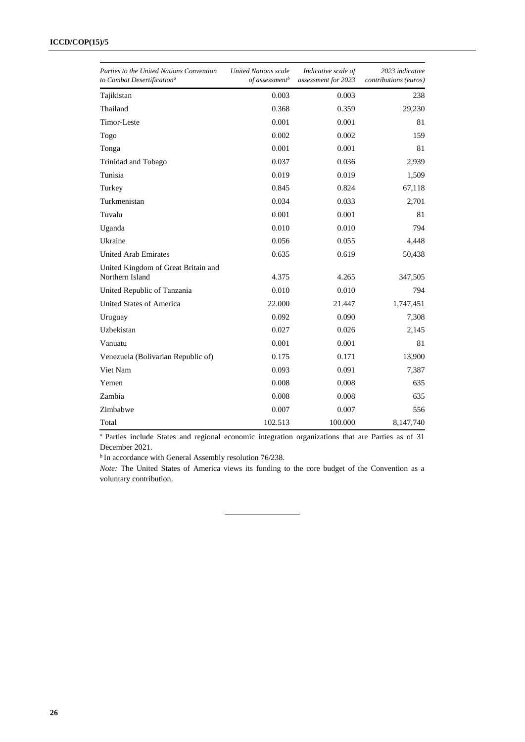| *Parties to the United Nations Convention to Combat Desertification*[a] | *United Nations scale of assessment*[b] | *Indicative scale of assessment for 2023* | *2023 indicative contributions (euros)* |
|---|---|---|---|
| Tajikistan | 0.003 | 0.003 | 238 |
| Thailand | 0.368 | 0.359 | 29,230 |
| Timor-Leste | 0.001 | 0.001 | 81 |
| Togo | 0.002 | 0.002 | 159 |
| Tonga | 0.001 | 0.001 | 81 |
| Trinidad and Tobago | 0.037 | 0.036 | 2,939 |
| Tunisia | 0.019 | 0.019 | 1,509 |
| Turkey | 0.845 | 0.824 | 67,118 |
| Turkmenistan | 0.034 | 0.033 | 2,701 |
| Tuvalu | 0.001 | 0.001 | 81 |
| Uganda | 0.010 | 0.010 | 794 |
| Ukraine | 0.056 | 0.055 | 4,448 |
| United Arab Emirates | 0.635 | 0.619 | 50,438 |
| United Kingdom of Great Britain and Northern Island | 4.375 | 4.265 | 347,505 |
| United Republic of Tanzania | 0.010 | 0.010 | 794 |
| United States of America | 22.000 | 21.447 | 1,747,451 |
| Uruguay | 0.092 | 0.090 | 7,308 |
| Uzbekistan | 0.027 | 0.026 | 2,145 |
| Vanuatu | 0.001 | 0.001 | 81 |
| Venezuela (Bolivarian Republic of) | 0.175 | 0.171 | 13,900 |
| Viet Nam | 0.093 | 0.091 | 7,387 |
| Yemen | 0.008 | 0.008 | 635 |
| Zambia | 0.008 | 0.008 | 635 |
| Zimbabwe | 0.007 | 0.007 | 556 |
| Total | 102.513 | 100.000 | 8,147,740 |

[a] Parties include States and regional economic integration organizations that are Parties as of 31 December 2021.

[b] In accordance with General Assembly resolution 76/238.

*Note:* The United States of America views its funding to the core budget of the Convention as a voluntary contribution.